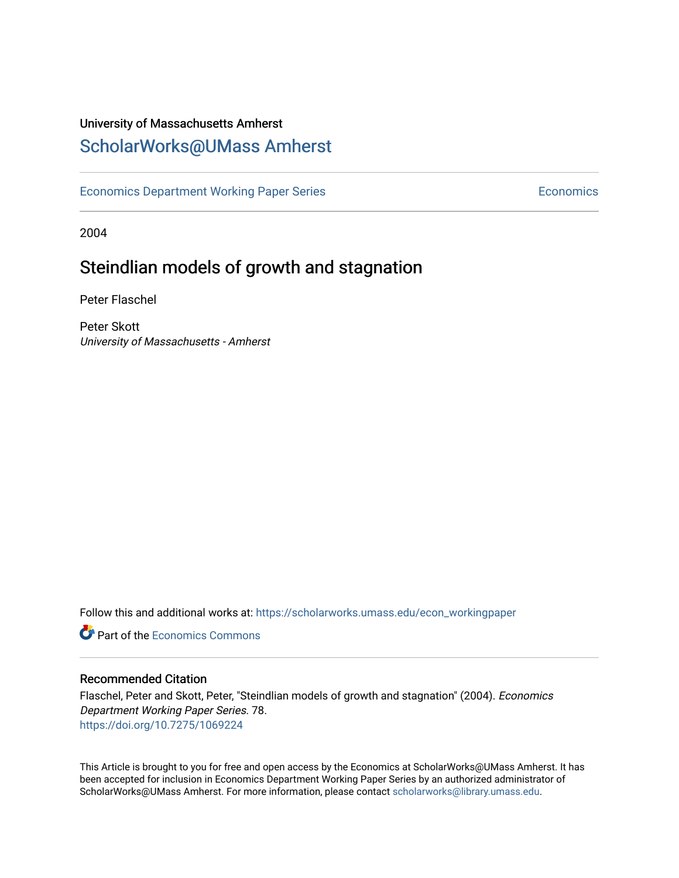University of Massachusetts Amherst

# ScholarWorks@UMass Amherst

Economics Department Working Paper Series | Economics

2004

## Steindlian models of growth and stagnation

Peter Flaschel

Peter Skott
*University of Massachusetts - Amherst*

Follow this and additional works at: https://scholarworks.umass.edu/econ_workingpaper

Part of the Economics Commons

### Recommended Citation

Flaschel, Peter and Skott, Peter, "Steindlian models of growth and stagnation" (2004). *Economics Department Working Paper Series*. 78.
https://doi.org/10.7275/1069224

This Article is brought to you for free and open access by the Economics at ScholarWorks@UMass Amherst. It has been accepted for inclusion in Economics Department Working Paper Series by an authorized administrator of ScholarWorks@UMass Amherst. For more information, please contact scholarworks@library.umass.edu.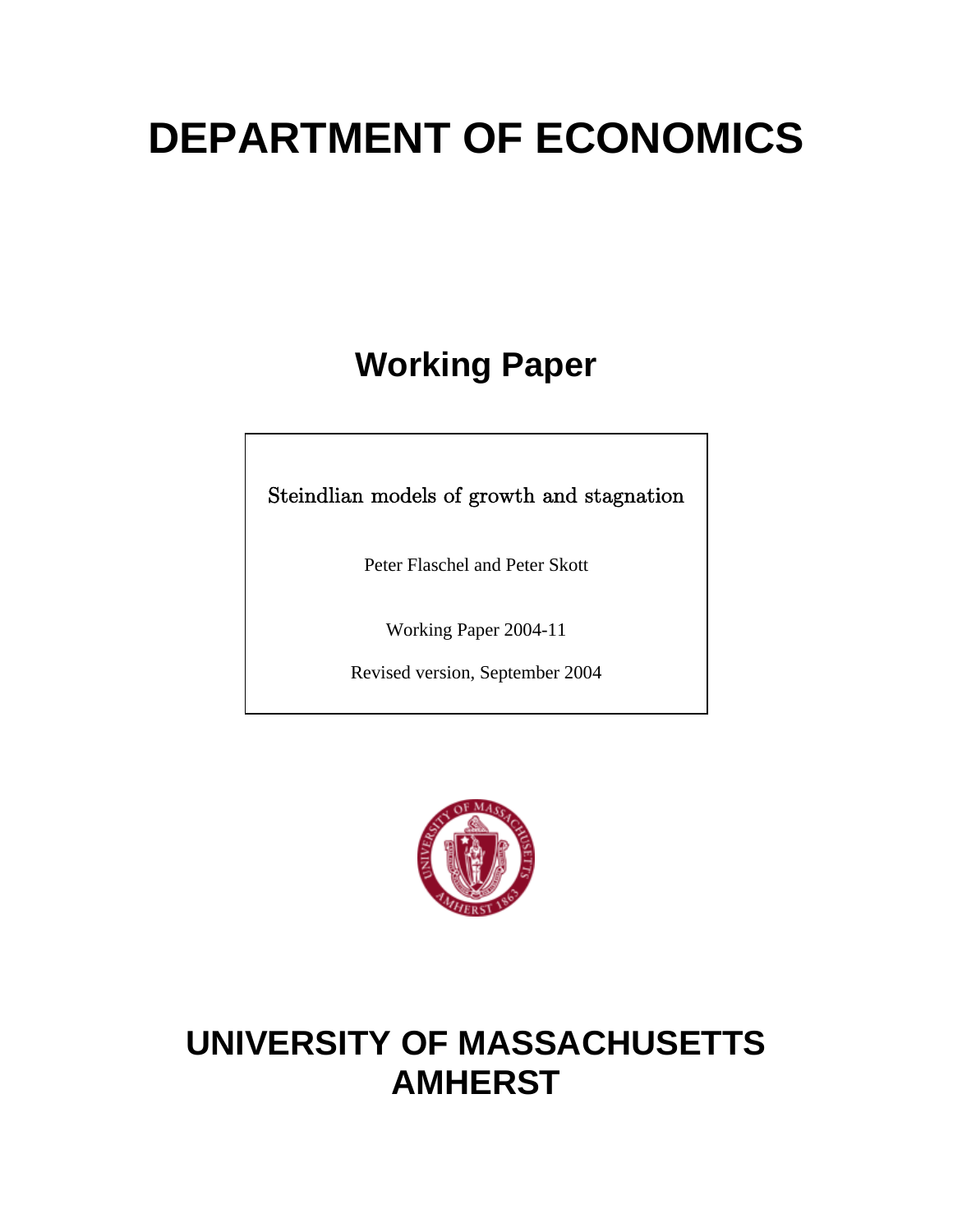# DEPARTMENT OF ECONOMICS

## Working Paper

Steindlian models of growth and stagnation

Peter Flaschel and Peter Skott

Working Paper 2004-11

Revised version, September 2004

# UNIVERSITY OF MASSACHUSETTS AMHERST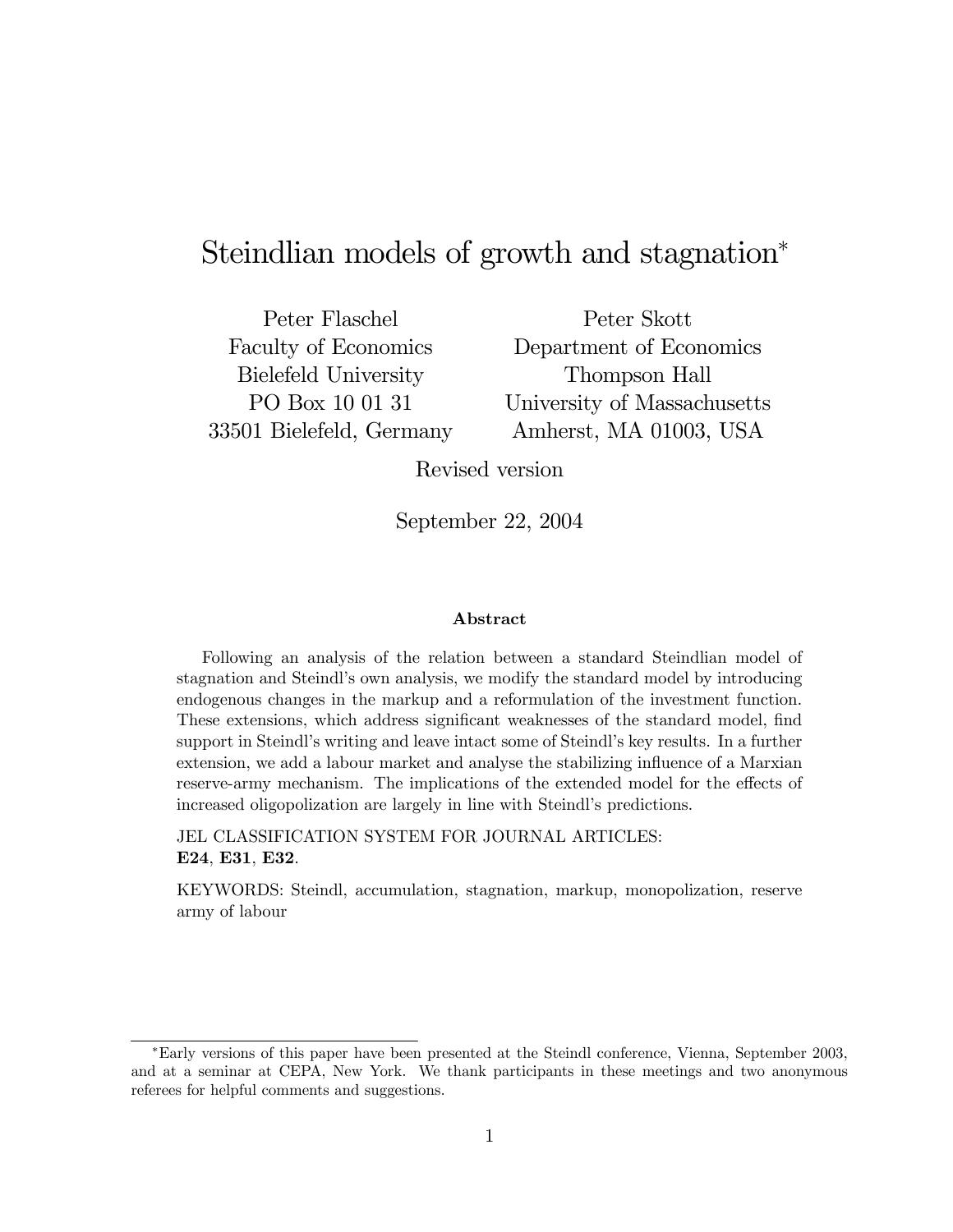# Steindlian models of growth and stagnation*

Peter Flaschel
Faculty of Economics
Bielefeld University
PO Box 10 01 31
33501 Bielefeld, Germany

Peter Skott
Department of Economics
Thompson Hall
University of Massachusetts
Amherst, MA 01003, USA

Revised version

September 22, 2004

**Abstract**

Following an analysis of the relation between a standard Steindlian model of stagnation and Steindl's own analysis, we modify the standard model by introducing endogenous changes in the markup and a reformulation of the investment function. These extensions, which address significant weaknesses of the standard model, find support in Steindl's writing and leave intact some of Steindl's key results. In a further extension, we add a labour market and analyse the stabilizing influence of a Marxian reserve-army mechanism. The implications of the extended model for the effects of increased oligopolization are largely in line with Steindl's predictions.

JEL CLASSIFICATION SYSTEM FOR JOURNAL ARTICLES:
**E24**, **E31**, **E32**.

KEYWORDS: Steindl, accumulation, stagnation, markup, monopolization, reserve army of labour

*Early versions of this paper have been presented at the Steindl conference, Vienna, September 2003, and at a seminar at CEPA, New York. We thank participants in these meetings and two anonymous referees for helpful comments and suggestions.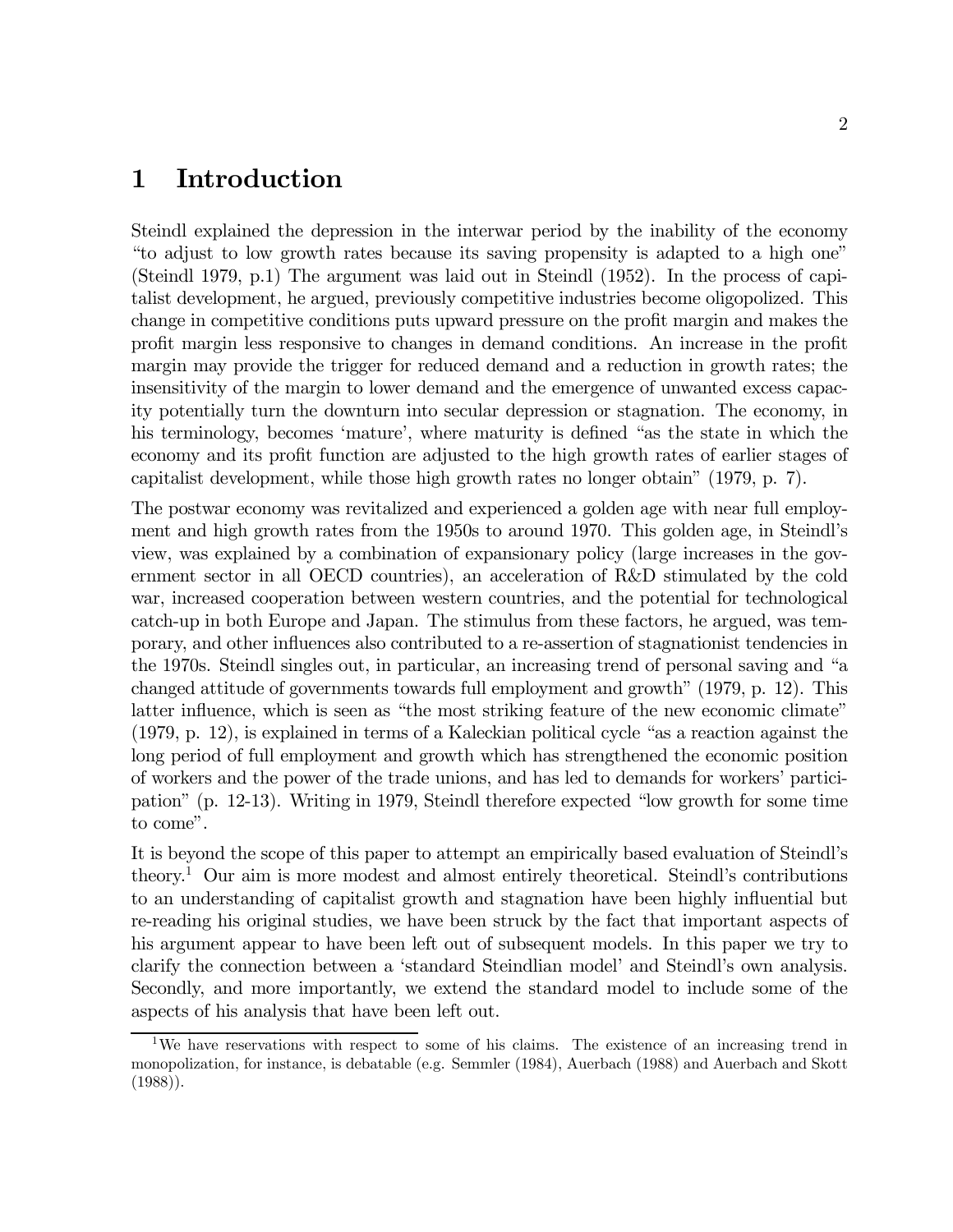# 1 Introduction

Steindl explained the depression in the interwar period by the inability of the economy "to adjust to low growth rates because its saving propensity is adapted to a high one" (Steindl 1979, p.1) The argument was laid out in Steindl (1952). In the process of capitalist development, he argued, previously competitive industries become oligopolized. This change in competitive conditions puts upward pressure on the profit margin and makes the profit margin less responsive to changes in demand conditions. An increase in the profit margin may provide the trigger for reduced demand and a reduction in growth rates; the insensitivity of the margin to lower demand and the emergence of unwanted excess capacity potentially turn the downturn into secular depression or stagnation. The economy, in his terminology, becomes 'mature', where maturity is defined "as the state in which the economy and its profit function are adjusted to the high growth rates of earlier stages of capitalist development, while those high growth rates no longer obtain" (1979, p. 7).

The postwar economy was revitalized and experienced a golden age with near full employment and high growth rates from the 1950s to around 1970. This golden age, in Steindl's view, was explained by a combination of expansionary policy (large increases in the government sector in all OECD countries), an acceleration of R&D stimulated by the cold war, increased cooperation between western countries, and the potential for technological catch-up in both Europe and Japan. The stimulus from these factors, he argued, was temporary, and other influences also contributed to a re-assertion of stagnationist tendencies in the 1970s. Steindl singles out, in particular, an increasing trend of personal saving and "a changed attitude of governments towards full employment and growth" (1979, p. 12). This latter influence, which is seen as "the most striking feature of the new economic climate" (1979, p. 12), is explained in terms of a Kaleckian political cycle "as a reaction against the long period of full employment and growth which has strengthened the economic position of workers and the power of the trade unions, and has led to demands for workers' participation" (p. 12-13). Writing in 1979, Steindl therefore expected "low growth for some time to come".

It is beyond the scope of this paper to attempt an empirically based evaluation of Steindl's theory.[1] Our aim is more modest and almost entirely theoretical. Steindl's contributions to an understanding of capitalist growth and stagnation have been highly influential but re-reading his original studies, we have been struck by the fact that important aspects of his argument appear to have been left out of subsequent models. In this paper we try to clarify the connection between a 'standard Steindlian model' and Steindl's own analysis. Secondly, and more importantly, we extend the standard model to include some of the aspects of his analysis that have been left out.

[1] We have reservations with respect to some of his claims. The existence of an increasing trend in monopolization, for instance, is debatable (e.g. Semmler (1984), Auerbach (1988) and Auerbach and Skott (1988)).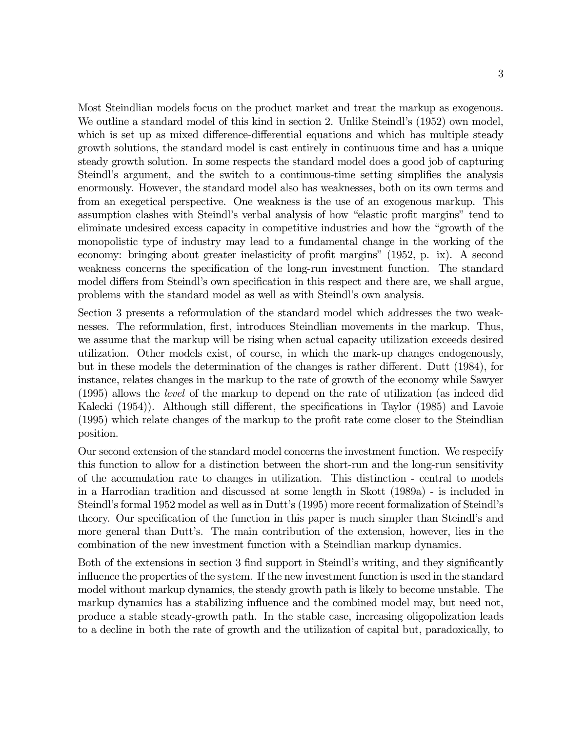Most Steindlian models focus on the product market and treat the markup as exogenous. We outline a standard model of this kind in section 2. Unlike Steindl's (1952) own model, which is set up as mixed difference-differential equations and which has multiple steady growth solutions, the standard model is cast entirely in continuous time and has a unique steady growth solution. In some respects the standard model does a good job of capturing Steindl's argument, and the switch to a continuous-time setting simplifies the analysis enormously. However, the standard model also has weaknesses, both on its own terms and from an exegetical perspective. One weakness is the use of an exogenous markup. This assumption clashes with Steindl's verbal analysis of how "elastic profit margins" tend to eliminate undesired excess capacity in competitive industries and how the "growth of the monopolistic type of industry may lead to a fundamental change in the working of the economy: bringing about greater inelasticity of profit margins" (1952, p. ix). A second weakness concerns the specification of the long-run investment function. The standard model differs from Steindl's own specification in this respect and there are, we shall argue, problems with the standard model as well as with Steindl's own analysis.

Section 3 presents a reformulation of the standard model which addresses the two weaknesses. The reformulation, first, introduces Steindlian movements in the markup. Thus, we assume that the markup will be rising when actual capacity utilization exceeds desired utilization. Other models exist, of course, in which the mark-up changes endogenously, but in these models the determination of the changes is rather different. Dutt (1984), for instance, relates changes in the markup to the rate of growth of the economy while Sawyer (1995) allows the *level* of the markup to depend on the rate of utilization (as indeed did Kalecki (1954)). Although still different, the specifications in Taylor (1985) and Lavoie (1995) which relate changes of the markup to the profit rate come closer to the Steindlian position.

Our second extension of the standard model concerns the investment function. We respecify this function to allow for a distinction between the short-run and the long-run sensitivity of the accumulation rate to changes in utilization. This distinction - central to models in a Harrodian tradition and discussed at some length in Skott (1989a) - is included in Steindl's formal 1952 model as well as in Dutt's (1995) more recent formalization of Steindl's theory. Our specification of the function in this paper is much simpler than Steindl's and more general than Dutt's. The main contribution of the extension, however, lies in the combination of the new investment function with a Steindlian markup dynamics.

Both of the extensions in section 3 find support in Steindl's writing, and they significantly influence the properties of the system. If the new investment function is used in the standard model without markup dynamics, the steady growth path is likely to become unstable. The markup dynamics has a stabilizing influence and the combined model may, but need not, produce a stable steady-growth path. In the stable case, increasing oligopolization leads to a decline in both the rate of growth and the utilization of capital but, paradoxically, to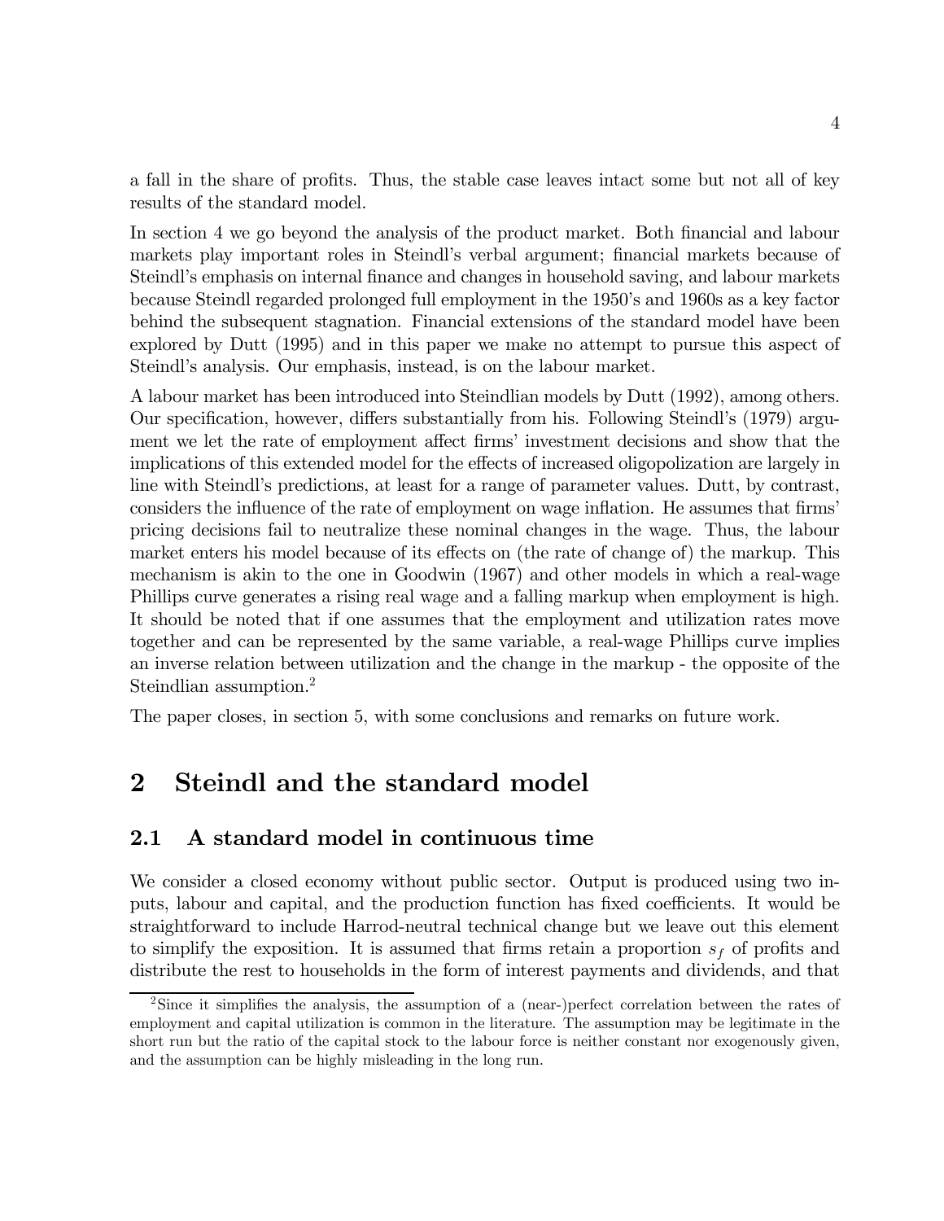a fall in the share of profits. Thus, the stable case leaves intact some but not all of key results of the standard model.

In section 4 we go beyond the analysis of the product market. Both financial and labour markets play important roles in Steindl's verbal argument; financial markets because of Steindl's emphasis on internal finance and changes in household saving, and labour markets because Steindl regarded prolonged full employment in the 1950's and 1960s as a key factor behind the subsequent stagnation. Financial extensions of the standard model have been explored by Dutt (1995) and in this paper we make no attempt to pursue this aspect of Steindl's analysis. Our emphasis, instead, is on the labour market.

A labour market has been introduced into Steindlian models by Dutt (1992), among others. Our specification, however, differs substantially from his. Following Steindl's (1979) argument we let the rate of employment affect firms' investment decisions and show that the implications of this extended model for the effects of increased oligopolization are largely in line with Steindl's predictions, at least for a range of parameter values. Dutt, by contrast, considers the influence of the rate of employment on wage inflation. He assumes that firms' pricing decisions fail to neutralize these nominal changes in the wage. Thus, the labour market enters his model because of its effects on (the rate of change of) the markup. This mechanism is akin to the one in Goodwin (1967) and other models in which a real-wage Phillips curve generates a rising real wage and a falling markup when employment is high. It should be noted that if one assumes that the employment and utilization rates move together and can be represented by the same variable, a real-wage Phillips curve implies an inverse relation between utilization and the change in the markup - the opposite of the Steindlian assumption.[2]

The paper closes, in section 5, with some conclusions and remarks on future work.

# 2 Steindl and the standard model

## 2.1 A standard model in continuous time

We consider a closed economy without public sector. Output is produced using two inputs, labour and capital, and the production function has fixed coefficients. It would be straightforward to include Harrod-neutral technical change but we leave out this element to simplify the exposition. It is assumed that firms retain a proportion $s_f$ of profits and distribute the rest to households in the form of interest payments and dividends, and that

[2] Since it simplifies the analysis, the assumption of a (near-)perfect correlation between the rates of employment and capital utilization is common in the literature. The assumption may be legitimate in the short run but the ratio of the capital stock to the labour force is neither constant nor exogenously given, and the assumption can be highly misleading in the long run.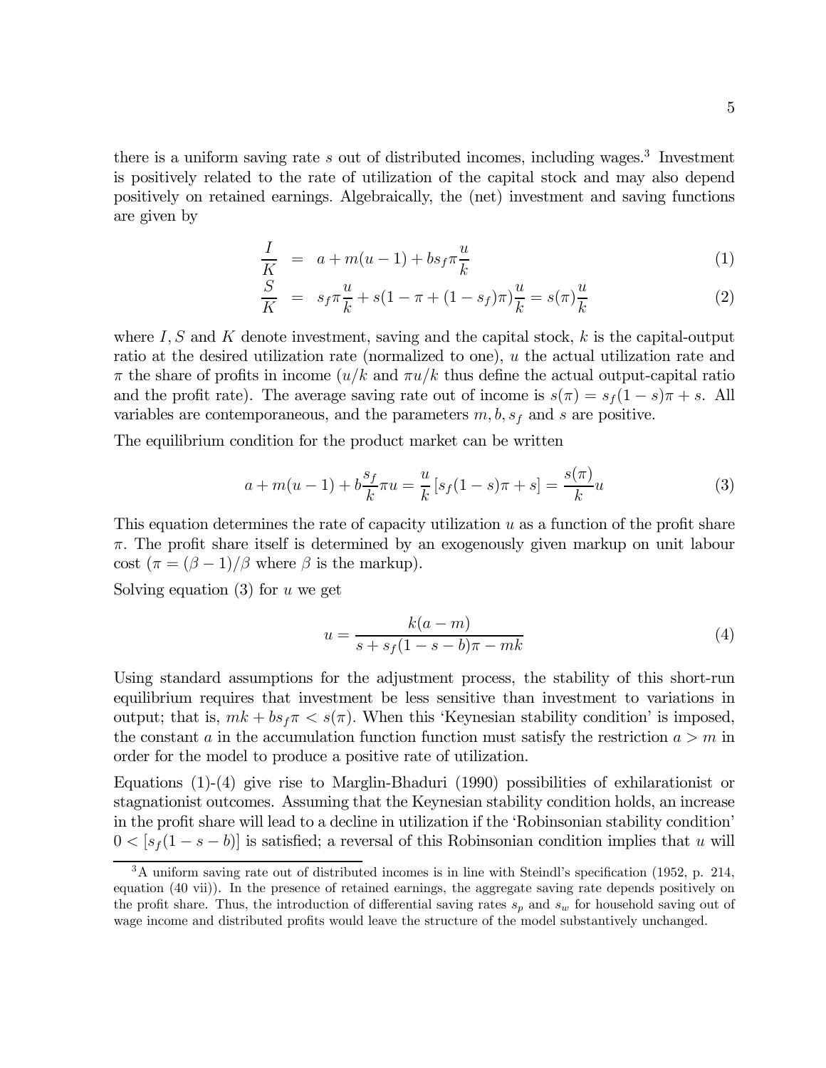there is a uniform saving rate $s$ out of distributed incomes, including wages.[3] Investment is positively related to the rate of utilization of the capital stock and may also depend positively on retained earnings. Algebraically, the (net) investment and saving functions are given by

$$\frac{I}{K} = a + m(u-1) + bs_f\pi\frac{u}{k} \tag{1}$$

$$\frac{S}{K} = s_f\pi\frac{u}{k} + s(1-\pi+(1-s_f)\pi)\frac{u}{k} = s(\pi)\frac{u}{k} \tag{2}$$

where $I, S$ and $K$ denote investment, saving and the capital stock, $k$ is the capital-output ratio at the desired utilization rate (normalized to one), $u$ the actual utilization rate and $\pi$ the share of profits in income ($u/k$ and $\pi u/k$ thus define the actual output-capital ratio and the profit rate). The average saving rate out of income is $s(\pi) = s_f(1-s)\pi + s$. All variables are contemporaneous, and the parameters $m, b, s_f$ and $s$ are positive.

The equilibrium condition for the product market can be written

$$a + m(u-1) + b\frac{s_f}{k}\pi u = \frac{u}{k}\left[s_f(1-s)\pi + s\right] = \frac{s(\pi)}{k}u \tag{3}$$

This equation determines the rate of capacity utilization $u$ as a function of the profit share $\pi$. The profit share itself is determined by an exogenously given markup on unit labour cost ($\pi = (\beta - 1)/\beta$ where $\beta$ is the markup).

Solving equation (3) for $u$ we get

$$u = \frac{k(a-m)}{s + s_f(1-s-b)\pi - mk} \tag{4}$$

Using standard assumptions for the adjustment process, the stability of this short-run equilibrium requires that investment be less sensitive than investment to variations in output; that is, $mk + bs_f\pi < s(\pi)$. When this 'Keynesian stability condition' is imposed, the constant $a$ in the accumulation function function must satisfy the restriction $a > m$ in order for the model to produce a positive rate of utilization.

Equations (1)-(4) give rise to Marglin-Bhaduri (1990) possibilities of exhilarationist or stagnationist outcomes. Assuming that the Keynesian stability condition holds, an increase in the profit share will lead to a decline in utilization if the 'Robinsonian stability condition' $0 < [s_f(1-s-b)]$ is satisfied; a reversal of this Robinsonian condition implies that $u$ will

[3] A uniform saving rate out of distributed incomes is in line with Steindl's specification (1952, p. 214, equation (40 vii)). In the presence of retained earnings, the aggregate saving rate depends positively on the profit share. Thus, the introduction of differential saving rates $s_p$ and $s_w$ for household saving out of wage income and distributed profits would leave the structure of the model substantively unchanged.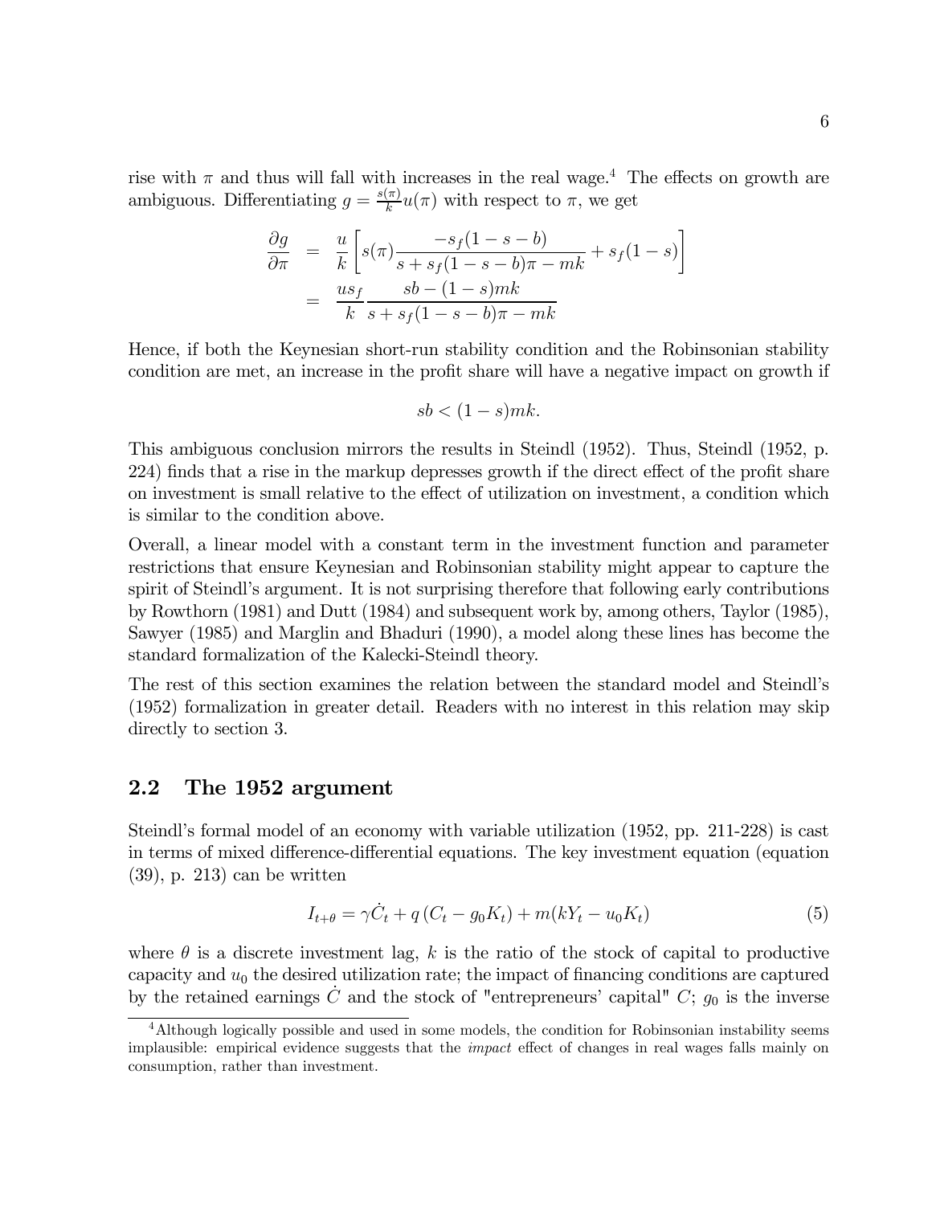rise with $\pi$ and thus will fall with increases in the real wage.[4] The effects on growth are ambiguous. Differentiating $g = \frac{s(\pi)}{k}u(\pi)$ with respect to $\pi$, we get

$$\begin{aligned}
\frac{\partial g}{\partial \pi} &= \frac{u}{k}\left[s(\pi)\frac{-s_f(1-s-b)}{s+s_f(1-s-b)\pi - mk} + s_f(1-s)\right] \\
&= \frac{us_f}{k}\frac{sb-(1-s)mk}{s+s_f(1-s-b)\pi - mk}
\end{aligned}$$

Hence, if both the Keynesian short-run stability condition and the Robinsonian stability condition are met, an increase in the profit share will have a negative impact on growth if

$$sb < (1-s)mk.$$

This ambiguous conclusion mirrors the results in Steindl (1952). Thus, Steindl (1952, p. 224) finds that a rise in the markup depresses growth if the direct effect of the profit share on investment is small relative to the effect of utilization on investment, a condition which is similar to the condition above.

Overall, a linear model with a constant term in the investment function and parameter restrictions that ensure Keynesian and Robinsonian stability might appear to capture the spirit of Steindl's argument. It is not surprising therefore that following early contributions by Rowthorn (1981) and Dutt (1984) and subsequent work by, among others, Taylor (1985), Sawyer (1985) and Marglin and Bhaduri (1990), a model along these lines has become the standard formalization of the Kalecki-Steindl theory.

The rest of this section examines the relation between the standard model and Steindl's (1952) formalization in greater detail. Readers with no interest in this relation may skip directly to section 3.

## 2.2 The 1952 argument

Steindl's formal model of an economy with variable utilization (1952, pp. 211-228) is cast in terms of mixed difference-differential equations. The key investment equation (equation (39), p. 213) can be written

$$I_{t+\theta} = \gamma \dot{C}_t + q\left(C_t - g_0 K_t\right) + m(kY_t - u_0 K_t) \tag{5}$$

where $\theta$ is a discrete investment lag, $k$ is the ratio of the stock of capital to productive capacity and $u_0$ the desired utilization rate; the impact of financing conditions are captured by the retained earnings $\dot{C}$ and the stock of "entrepreneurs' capital" $C$; $g_0$ is the inverse

[4] Although logically possible and used in some models, the condition for Robinsonian instability seems implausible: empirical evidence suggests that the *impact* effect of changes in real wages falls mainly on consumption, rather than investment.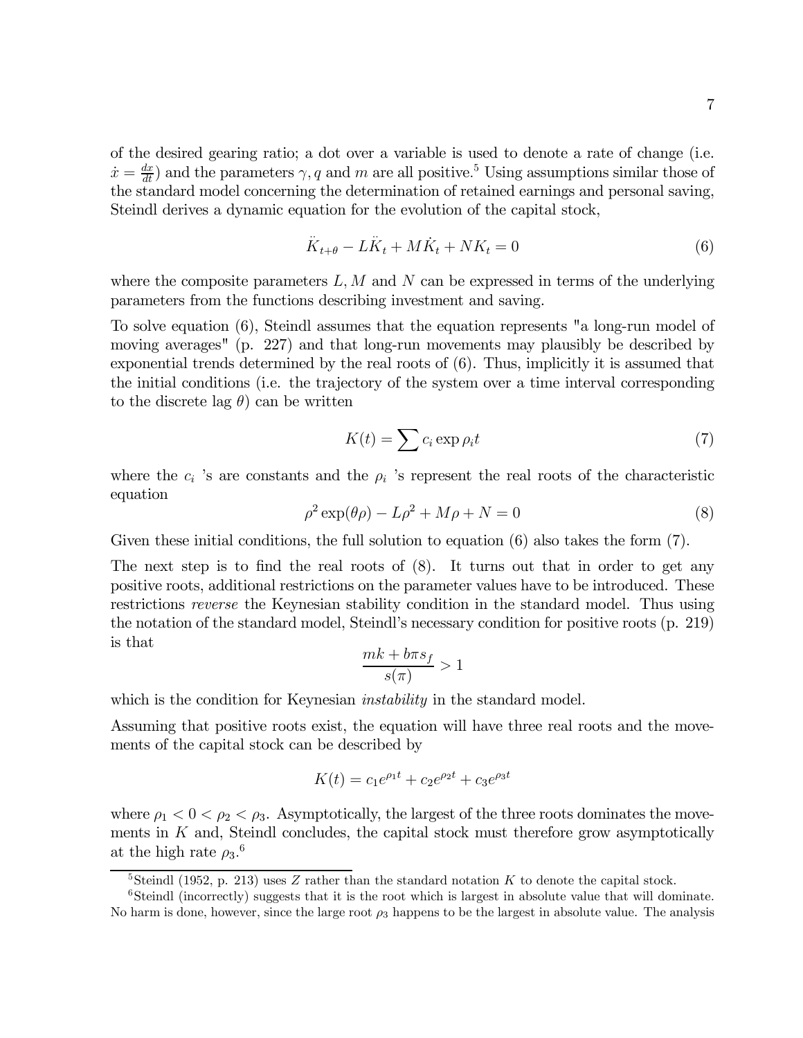of the desired gearing ratio; a dot over a variable is used to denote a rate of change (i.e. $\dot{x} = \frac{dx}{dt}$) and the parameters $\gamma, q$ and $m$ are all positive.[5] Using assumptions similar those of the standard model concerning the determination of retained earnings and personal saving, Steindl derives a dynamic equation for the evolution of the capital stock,

$$\ddot{K}_{t+\theta} - L\ddot{K}_t + M\dot{K}_t + NK_t = 0 \tag{6}$$

where the composite parameters $L, M$ and $N$ can be expressed in terms of the underlying parameters from the functions describing investment and saving.

To solve equation (6), Steindl assumes that the equation represents "a long-run model of moving averages" (p. 227) and that long-run movements may plausibly be described by exponential trends determined by the real roots of (6). Thus, implicitly it is assumed that the initial conditions (i.e. the trajectory of the system over a time interval corresponding to the discrete lag $\theta$) can be written

$$K(t) = \sum c_i \exp \rho_i t \tag{7}$$

where the $c_i$ 's are constants and the $\rho_i$ 's represent the real roots of the characteristic equation

$$\rho^2 \exp(\theta\rho) - L\rho^2 + M\rho + N = 0 \tag{8}$$

Given these initial conditions, the full solution to equation (6) also takes the form (7).

The next step is to find the real roots of (8). It turns out that in order to get any positive roots, additional restrictions on the parameter values have to be introduced. These restrictions *reverse* the Keynesian stability condition in the standard model. Thus using the notation of the standard model, Steindl's necessary condition for positive roots (p. 219) is that

$$\frac{mk + b\pi s_f}{s(\pi)} > 1$$

which is the condition for Keynesian *instability* in the standard model.

Assuming that positive roots exist, the equation will have three real roots and the movements of the capital stock can be described by

$$K(t) = c_1 e^{\rho_1 t} + c_2 e^{\rho_2 t} + c_3 e^{\rho_3 t}$$

where $\rho_1 < 0 < \rho_2 < \rho_3$. Asymptotically, the largest of the three roots dominates the movements in $K$ and, Steindl concludes, the capital stock must therefore grow asymptotically at the high rate $\rho_3$.[6]

---

[5] Steindl (1952, p. 213) uses $Z$ rather than the standard notation $K$ to denote the capital stock.

[6] Steindl (incorrectly) suggests that it is the root which is largest in absolute value that will dominate. No harm is done, however, since the large root $\rho_3$ happens to be the largest in absolute value. The analysis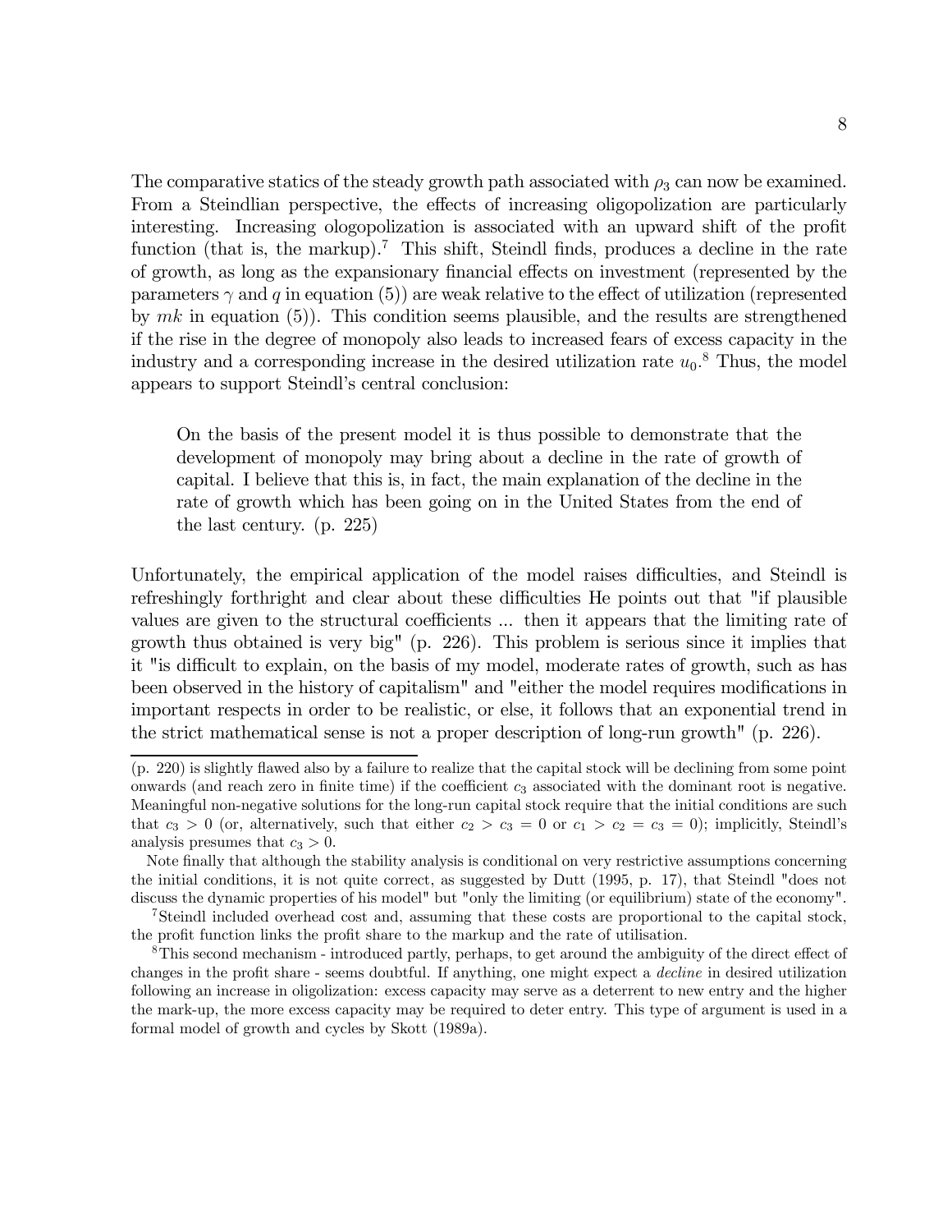The comparative statics of the steady growth path associated with $\rho_3$ can now be examined. From a Steindlian perspective, the effects of increasing oligopolization are particularly interesting. Increasing ologopolization is associated with an upward shift of the profit function (that is, the markup).[7] This shift, Steindl finds, produces a decline in the rate of growth, as long as the expansionary financial effects on investment (represented by the parameters $\gamma$ and $q$ in equation (5)) are weak relative to the effect of utilization (represented by $mk$ in equation (5)). This condition seems plausible, and the results are strengthened if the rise in the degree of monopoly also leads to increased fears of excess capacity in the industry and a corresponding increase in the desired utilization rate $u_0$.[8] Thus, the model appears to support Steindl's central conclusion:

> On the basis of the present model it is thus possible to demonstrate that the development of monopoly may bring about a decline in the rate of growth of capital. I believe that this is, in fact, the main explanation of the decline in the rate of growth which has been going on in the United States from the end of the last century. (p. 225)

Unfortunately, the empirical application of the model raises difficulties, and Steindl is refreshingly forthright and clear about these difficulties He points out that "if plausible values are given to the structural coefficients ... then it appears that the limiting rate of growth thus obtained is very big" (p. 226). This problem is serious since it implies that it "is difficult to explain, on the basis of my model, moderate rates of growth, such as has been observed in the history of capitalism" and "either the model requires modifications in important respects in order to be realistic, or else, it follows that an exponential trend in the strict mathematical sense is not a proper description of long-run growth" (p. 226).

---

(p. 220) is slightly flawed also by a failure to realize that the capital stock will be declining from some point onwards (and reach zero in finite time) if the coefficient $c_3$ associated with the dominant root is negative. Meaningful non-negative solutions for the long-run capital stock require that the initial conditions are such that $c_3 > 0$ (or, alternatively, such that either $c_2 > c_3 = 0$ or $c_1 > c_2 = c_3 = 0$); implicitly, Steindl's analysis presumes that $c_3 > 0$.

Note finally that although the stability analysis is conditional on very restrictive assumptions concerning the initial conditions, it is not quite correct, as suggested by Dutt (1995, p. 17), that Steindl "does not discuss the dynamic properties of his model" but "only the limiting (or equilibrium) state of the economy".

[7] Steindl included overhead cost and, assuming that these costs are proportional to the capital stock, the profit function links the profit share to the markup and the rate of utilisation.

[8] This second mechanism - introduced partly, perhaps, to get around the ambiguity of the direct effect of changes in the profit share - seems doubtful. If anything, one might expect a *decline* in desired utilization following an increase in oligolization: excess capacity may serve as a deterrent to new entry and the higher the mark-up, the more excess capacity may be required to deter entry. This type of argument is used in a formal model of growth and cycles by Skott (1989a).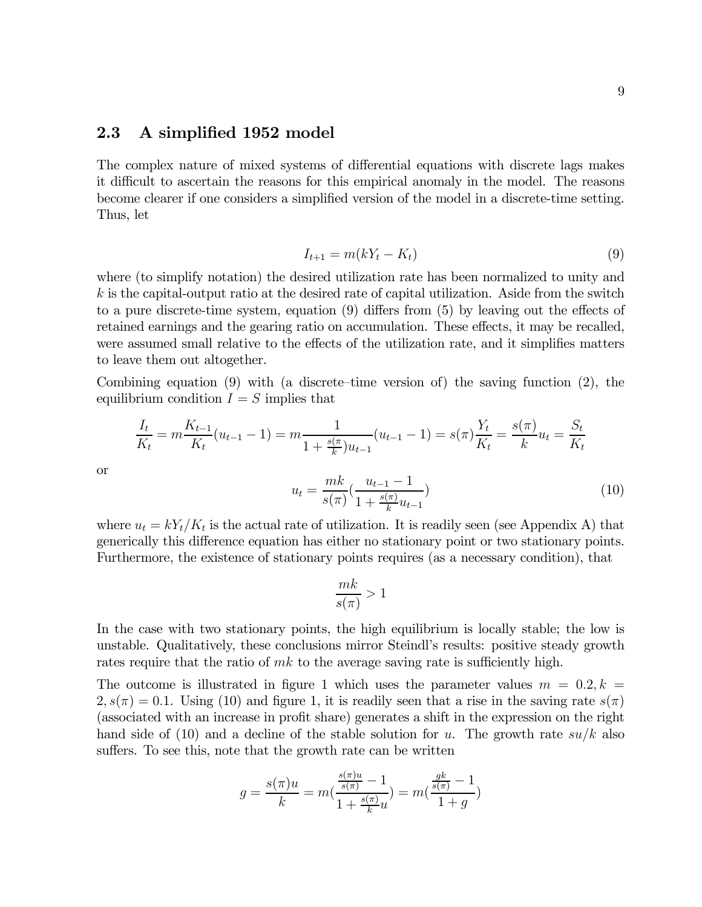## 2.3 A simplified 1952 model

The complex nature of mixed systems of differential equations with discrete lags makes it difficult to ascertain the reasons for this empirical anomaly in the model. The reasons become clearer if one considers a simplified version of the model in a discrete-time setting. Thus, let

$$I_{t+1} = m(kY_t - K_t) \tag{9}$$

where (to simplify notation) the desired utilization rate has been normalized to unity and $k$ is the capital-output ratio at the desired rate of capital utilization. Aside from the switch to a pure discrete-time system, equation (9) differs from (5) by leaving out the effects of retained earnings and the gearing ratio on accumulation. These effects, it may be recalled, were assumed small relative to the effects of the utilization rate, and it simplifies matters to leave them out altogether.

Combining equation (9) with (a discrete–time version of) the saving function (2), the equilibrium condition $I = S$ implies that

$$\frac{I_t}{K_t} = m\frac{K_{t-1}}{K_t}(u_{t-1} - 1) = m\frac{1}{1 + \frac{s(\pi}{k})u_{t-1}}(u_{t-1} - 1) = s(\pi)\frac{Y_t}{K_t} = \frac{s(\pi)}{k}u_t = \frac{S_t}{K_t}$$

or

$$u_t = \frac{mk}{s(\pi)}\left(\frac{u_{t-1} - 1}{1 + \frac{s(\pi)}{k}u_{t-1}}\right) \tag{10}$$

where $u_t = kY_t/K_t$ is the actual rate of utilization. It is readily seen (see Appendix A) that generically this difference equation has either no stationary point or two stationary points. Furthermore, the existence of stationary points requires (as a necessary condition), that

$$\frac{mk}{s(\pi)} > 1$$

In the case with two stationary points, the high equilibrium is locally stable; the low is unstable. Qualitatively, these conclusions mirror Steindl's results: positive steady growth rates require that the ratio of $mk$ to the average saving rate is sufficiently high.

The outcome is illustrated in figure 1 which uses the parameter values $m = 0.2, k = 2, s(\pi) = 0.1$. Using (10) and figure 1, it is readily seen that a rise in the saving rate $s(\pi)$ (associated with an increase in profit share) generates a shift in the expression on the right hand side of (10) and a decline of the stable solution for $u$. The growth rate $su/k$ also suffers. To see this, note that the growth rate can be written

$$g = \frac{s(\pi)u}{k} = m\left(\frac{\frac{s(\pi)u}{s(\pi)} - 1}{1 + \frac{s(\pi)}{k}u}\right) = m\left(\frac{\frac{gk}{s(\pi)} - 1}{1 + g}\right)$$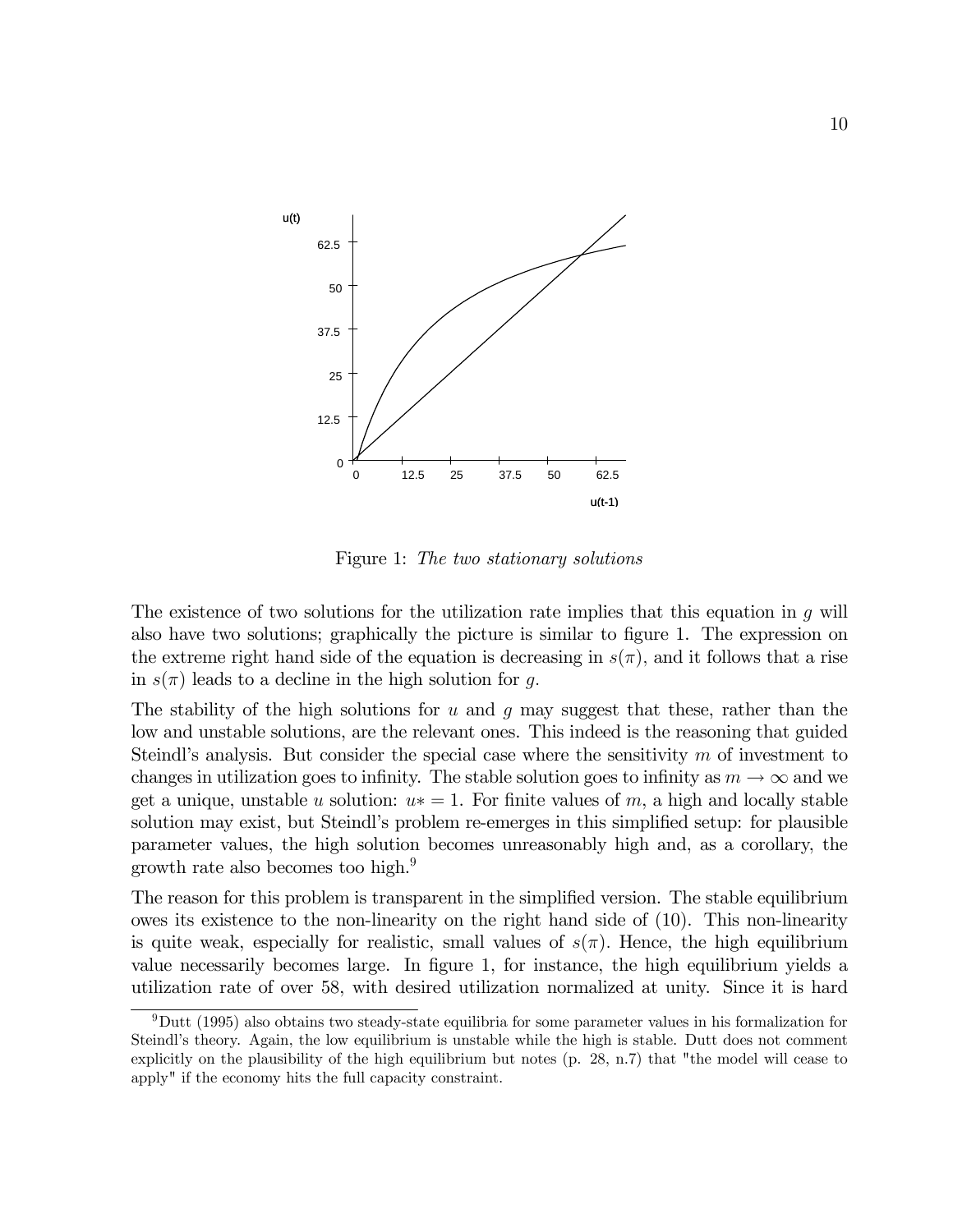Figure 1: *The two stationary solutions*

The existence of two solutions for the utilization rate implies that this equation in $g$ will also have two solutions; graphically the picture is similar to figure 1. The expression on the extreme right hand side of the equation is decreasing in $s(\pi)$, and it follows that a rise in $s(\pi)$ leads to a decline in the high solution for $g$.

The stability of the high solutions for $u$ and $g$ may suggest that these, rather than the low and unstable solutions, are the relevant ones. This indeed is the reasoning that guided Steindl's analysis. But consider the special case where the sensitivity $m$ of investment to changes in utilization goes to infinity. The stable solution goes to infinity as $m \rightarrow \infty$ and we get a unique, unstable $u$ solution: $u* = 1$. For finite values of $m$, a high and locally stable solution may exist, but Steindl's problem re-emerges in this simplified setup: for plausible parameter values, the high solution becomes unreasonably high and, as a corollary, the growth rate also becomes too high.[9]

The reason for this problem is transparent in the simplified version. The stable equilibrium owes its existence to the non-linearity on the right hand side of (10). This non-linearity is quite weak, especially for realistic, small values of $s(\pi)$. Hence, the high equilibrium value necessarily becomes large. In figure 1, for instance, the high equilibrium yields a utilization rate of over 58, with desired utilization normalized at unity. Since it is hard

[9] Dutt (1995) also obtains two steady-state equilibria for some parameter values in his formalization for Steindl's theory. Again, the low equilibrium is unstable while the high is stable. Dutt does not comment explicitly on the plausibility of the high equilibrium but notes (p. 28, n.7) that "the model will cease to apply" if the economy hits the full capacity constraint.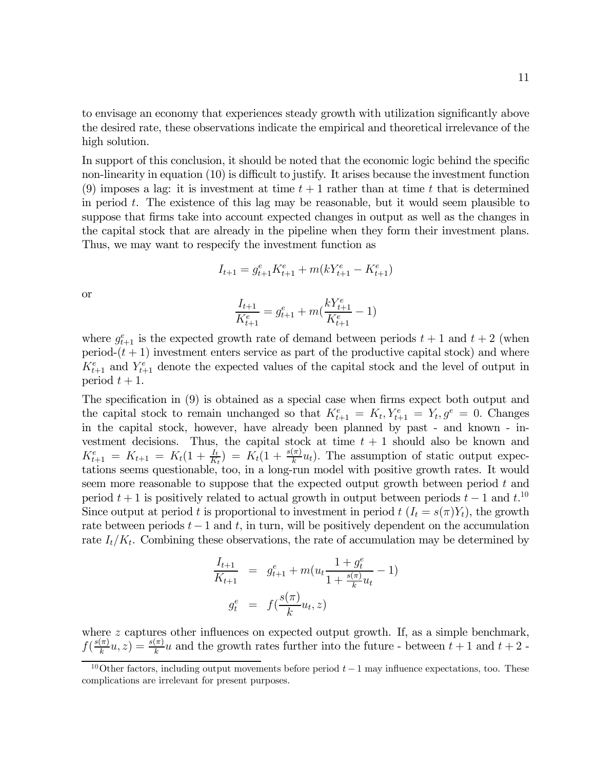to envisage an economy that experiences steady growth with utilization significantly above the desired rate, these observations indicate the empirical and theoretical irrelevance of the high solution.

In support of this conclusion, it should be noted that the economic logic behind the specific non-linearity in equation (10) is difficult to justify. It arises because the investment function (9) imposes a lag: it is investment at time $t+1$ rather than at time $t$ that is determined in period $t$. The existence of this lag may be reasonable, but it would seem plausible to suppose that firms take into account expected changes in output as well as the changes in the capital stock that are already in the pipeline when they form their investment plans. Thus, we may want to respecify the investment function as

$$I_{t+1} = g^e_{t+1} K^e_{t+1} + m(kY^e_{t+1} - K^e_{t+1})$$

or

$$\frac{I_{t+1}}{K^e_{t+1}} = g^e_{t+1} + m(\frac{kY^e_{t+1}}{K^e_{t+1}} - 1)$$

where $g^e_{t+1}$ is the expected growth rate of demand between periods $t+1$ and $t+2$ (when period-$(t+1)$ investment enters service as part of the productive capital stock) and where $K^e_{t+1}$ and $Y^e_{t+1}$ denote the expected values of the capital stock and the level of output in period $t+1$.

The specification in (9) is obtained as a special case when firms expect both output and the capital stock to remain unchanged so that $K^e_{t+1} = K_t, Y^e_{t+1} = Y_t, g^e = 0$. Changes in the capital stock, however, have already been planned by past - and known - investment decisions. Thus, the capital stock at time $t+1$ should also be known and $K^e_{t+1} = K_{t+1} = K_t(1 + \frac{I_t}{K_t}) = K_t(1 + \frac{s(\pi)}{k} u_t)$. The assumption of static output expectations seems questionable, too, in a long-run model with positive growth rates. It would seem more reasonable to suppose that the expected output growth between period $t$ and period $t+1$ is positively related to actual growth in output between periods $t-1$ and $t$.[10] Since output at period $t$ is proportional to investment in period $t$ ($I_t = s(\pi)Y_t$), the growth rate between periods $t-1$ and $t$, in turn, will be positively dependent on the accumulation rate $I_t/K_t$. Combining these observations, the rate of accumulation may be determined by

$$\begin{aligned}
\frac{I_{t+1}}{K_{t+1}} &= g^e_{t+1} + m(u_t \frac{1 + g^e_t}{1 + \frac{s(\pi)}{k} u_t} - 1) \\
g^e_t &= f(\frac{s(\pi)}{k} u_t, z)
\end{aligned}$$

where $z$ captures other influences on expected output growth. If, as a simple benchmark, $f(\frac{s(\pi)}{k} u, z) = \frac{s(\pi)}{k} u$ and the growth rates further into the future - between $t+1$ and $t+2$ -

[10] Other factors, including output movements before period $t-1$ may influence expectations, too. These complications are irrelevant for present purposes.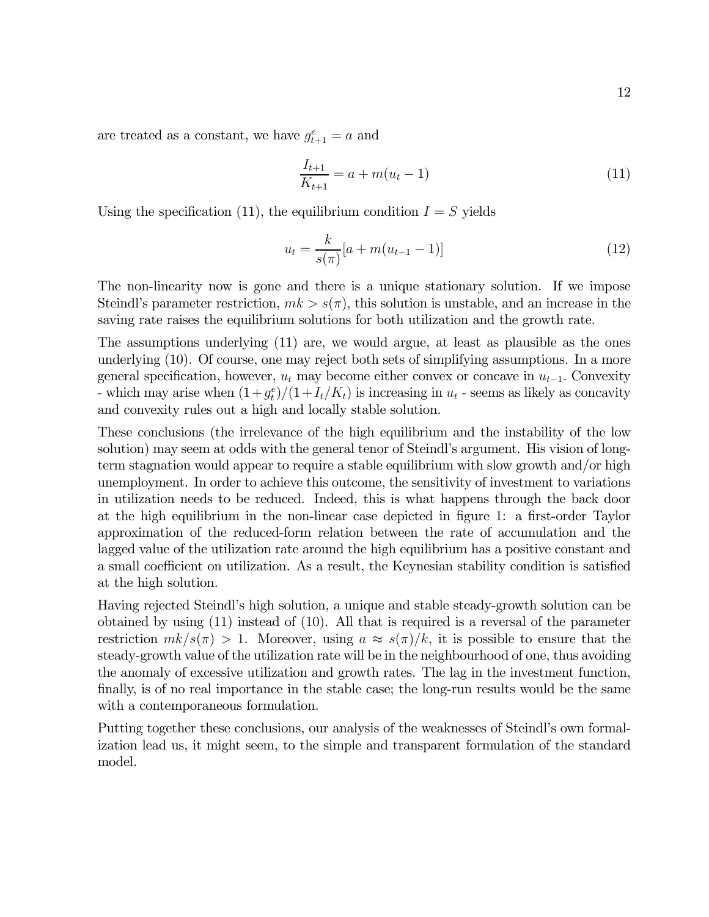are treated as a constant, we have $g^e_{t+1} = a$ and

$$\frac{I_{t+1}}{K_{t+1}} = a + m(u_t - 1) \tag{11}$$

Using the specification (11), the equilibrium condition $I = S$ yields

$$u_t = \frac{k}{s(\pi)}[a + m(u_{t-1} - 1)] \tag{12}$$

The non-linearity now is gone and there is a unique stationary solution. If we impose Steindl's parameter restriction, $mk > s(\pi)$, this solution is unstable, and an increase in the saving rate raises the equilibrium solutions for both utilization and the growth rate.

The assumptions underlying (11) are, we would argue, at least as plausible as the ones underlying (10). Of course, one may reject both sets of simplifying assumptions. In a more general specification, however, $u_t$ may become either convex or concave in $u_{t-1}$. Convexity - which may arise when $(1+g^e_t)/(1+I_t/K_t)$ is increasing in $u_t$ - seems as likely as concavity and convexity rules out a high and locally stable solution.

These conclusions (the irrelevance of the high equilibrium and the instability of the low solution) may seem at odds with the general tenor of Steindl's argument. His vision of long-term stagnation would appear to require a stable equilibrium with slow growth and/or high unemployment. In order to achieve this outcome, the sensitivity of investment to variations in utilization needs to be reduced. Indeed, this is what happens through the back door at the high equilibrium in the non-linear case depicted in figure 1: a first-order Taylor approximation of the reduced-form relation between the rate of accumulation and the lagged value of the utilization rate around the high equilibrium has a positive constant and a small coefficient on utilization. As a result, the Keynesian stability condition is satisfied at the high solution.

Having rejected Steindl's high solution, a unique and stable steady-growth solution can be obtained by using (11) instead of (10). All that is required is a reversal of the parameter restriction $mk/s(\pi) > 1$. Moreover, using $a \approx s(\pi)/k$, it is possible to ensure that the steady-growth value of the utilization rate will be in the neighbourhood of one, thus avoiding the anomaly of excessive utilization and growth rates. The lag in the investment function, finally, is of no real importance in the stable case; the long-run results would be the same with a contemporaneous formulation.

Putting together these conclusions, our analysis of the weaknesses of Steindl's own formalization lead us, it might seem, to the simple and transparent formulation of the standard model.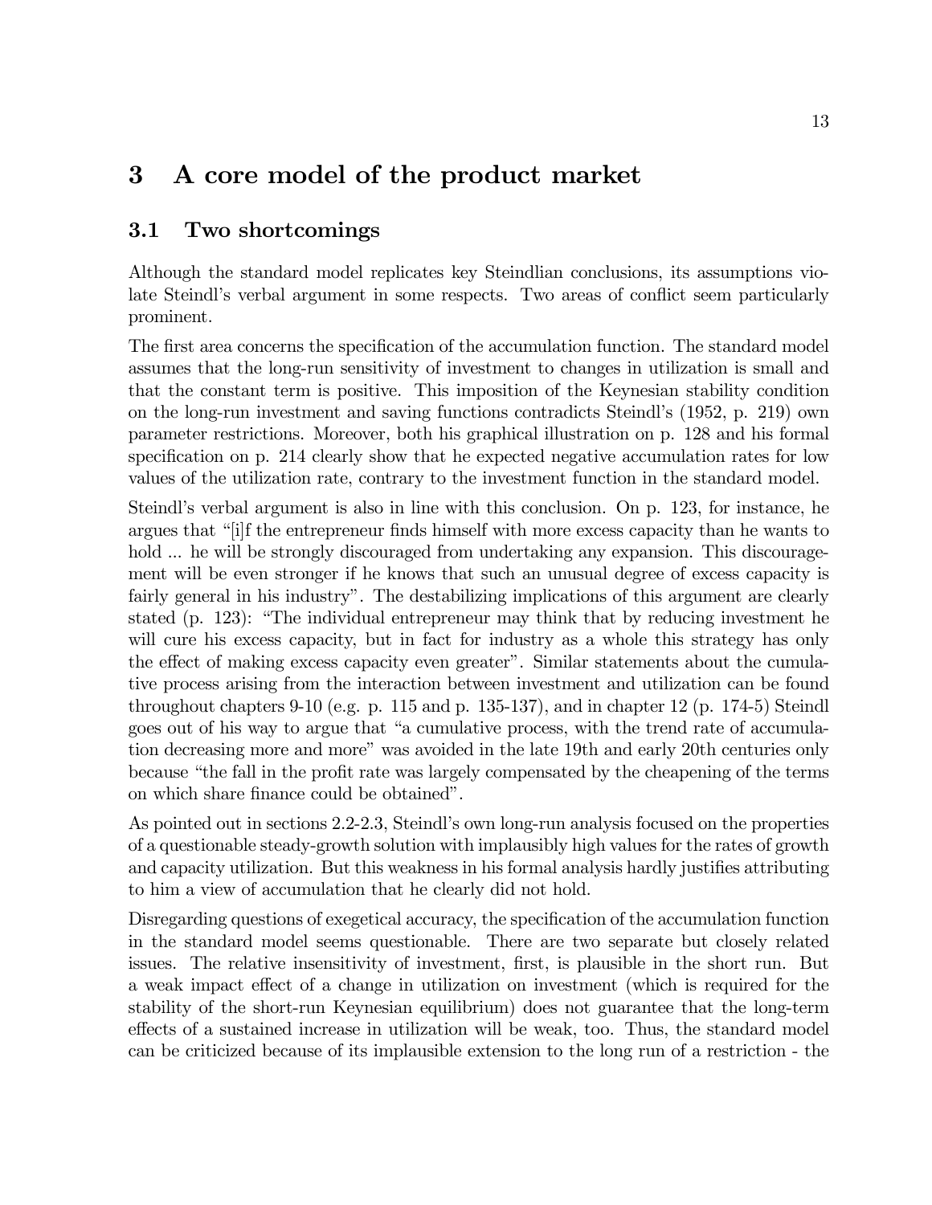# 3 A core model of the product market

## 3.1 Two shortcomings

Although the standard model replicates key Steindlian conclusions, its assumptions violate Steindl's verbal argument in some respects. Two areas of conflict seem particularly prominent.

The first area concerns the specification of the accumulation function. The standard model assumes that the long-run sensitivity of investment to changes in utilization is small and that the constant term is positive. This imposition of the Keynesian stability condition on the long-run investment and saving functions contradicts Steindl's (1952, p. 219) own parameter restrictions. Moreover, both his graphical illustration on p. 128 and his formal specification on p. 214 clearly show that he expected negative accumulation rates for low values of the utilization rate, contrary to the investment function in the standard model.

Steindl's verbal argument is also in line with this conclusion. On p. 123, for instance, he argues that "[i]f the entrepreneur finds himself with more excess capacity than he wants to hold ... he will be strongly discouraged from undertaking any expansion. This discouragement will be even stronger if he knows that such an unusual degree of excess capacity is fairly general in his industry". The destabilizing implications of this argument are clearly stated (p. 123): "The individual entrepreneur may think that by reducing investment he will cure his excess capacity, but in fact for industry as a whole this strategy has only the effect of making excess capacity even greater". Similar statements about the cumulative process arising from the interaction between investment and utilization can be found throughout chapters 9-10 (e.g. p. 115 and p. 135-137), and in chapter 12 (p. 174-5) Steindl goes out of his way to argue that "a cumulative process, with the trend rate of accumulation decreasing more and more" was avoided in the late 19th and early 20th centuries only because "the fall in the profit rate was largely compensated by the cheapening of the terms on which share finance could be obtained".

As pointed out in sections 2.2-2.3, Steindl's own long-run analysis focused on the properties of a questionable steady-growth solution with implausibly high values for the rates of growth and capacity utilization. But this weakness in his formal analysis hardly justifies attributing to him a view of accumulation that he clearly did not hold.

Disregarding questions of exegetical accuracy, the specification of the accumulation function in the standard model seems questionable. There are two separate but closely related issues. The relative insensitivity of investment, first, is plausible in the short run. But a weak impact effect of a change in utilization on investment (which is required for the stability of the short-run Keynesian equilibrium) does not guarantee that the long-term effects of a sustained increase in utilization will be weak, too. Thus, the standard model can be criticized because of its implausible extension to the long run of a restriction - the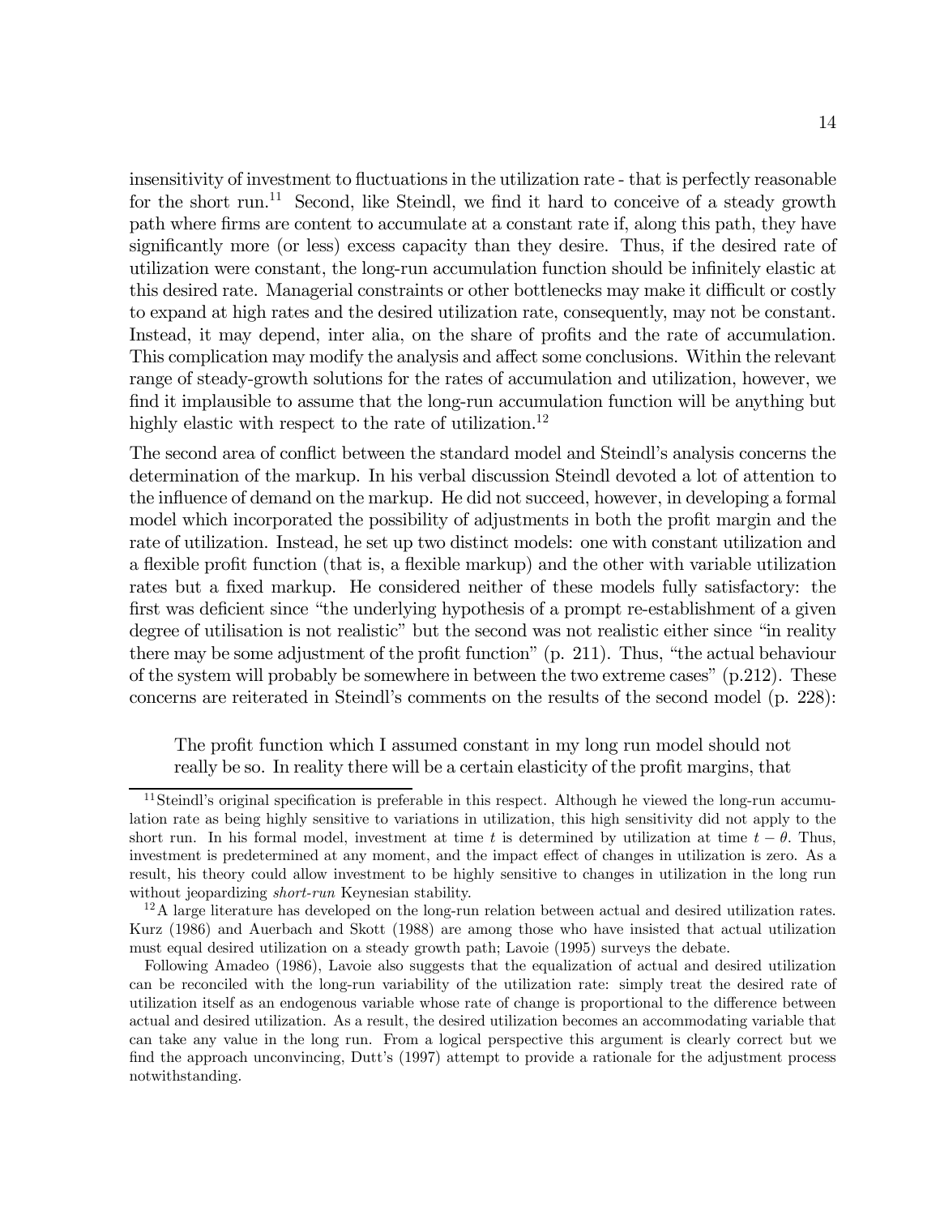insensitivity of investment to fluctuations in the utilization rate - that is perfectly reasonable for the short run.[11] Second, like Steindl, we find it hard to conceive of a steady growth path where firms are content to accumulate at a constant rate if, along this path, they have significantly more (or less) excess capacity than they desire. Thus, if the desired rate of utilization were constant, the long-run accumulation function should be infinitely elastic at this desired rate. Managerial constraints or other bottlenecks may make it difficult or costly to expand at high rates and the desired utilization rate, consequently, may not be constant. Instead, it may depend, inter alia, on the share of profits and the rate of accumulation. This complication may modify the analysis and affect some conclusions. Within the relevant range of steady-growth solutions for the rates of accumulation and utilization, however, we find it implausible to assume that the long-run accumulation function will be anything but highly elastic with respect to the rate of utilization.[12]

The second area of conflict between the standard model and Steindl's analysis concerns the determination of the markup. In his verbal discussion Steindl devoted a lot of attention to the influence of demand on the markup. He did not succeed, however, in developing a formal model which incorporated the possibility of adjustments in both the profit margin and the rate of utilization. Instead, he set up two distinct models: one with constant utilization and a flexible profit function (that is, a flexible markup) and the other with variable utilization rates but a fixed markup. He considered neither of these models fully satisfactory: the first was deficient since "the underlying hypothesis of a prompt re-establishment of a given degree of utilisation is not realistic" but the second was not realistic either since "in reality there may be some adjustment of the profit function" (p. 211). Thus, "the actual behaviour of the system will probably be somewhere in between the two extreme cases" (p.212). These concerns are reiterated in Steindl's comments on the results of the second model (p. 228):

> The profit function which I assumed constant in my long run model should not really be so. In reality there will be a certain elasticity of the profit margins, that

[11] Steindl's original specification is preferable in this respect. Although he viewed the long-run accumulation rate as being highly sensitive to variations in utilization, this high sensitivity did not apply to the short run. In his formal model, investment at time $t$ is determined by utilization at time $t - \theta$. Thus, investment is predetermined at any moment, and the impact effect of changes in utilization is zero. As a result, his theory could allow investment to be highly sensitive to changes in utilization in the long run without jeopardizing *short-run* Keynesian stability.

[12] A large literature has developed on the long-run relation between actual and desired utilization rates. Kurz (1986) and Auerbach and Skott (1988) are among those who have insisted that actual utilization must equal desired utilization on a steady growth path; Lavoie (1995) surveys the debate.

Following Amadeo (1986), Lavoie also suggests that the equalization of actual and desired utilization can be reconciled with the long-run variability of the utilization rate: simply treat the desired rate of utilization itself as an endogenous variable whose rate of change is proportional to the difference between actual and desired utilization. As a result, the desired utilization becomes an accommodating variable that can take any value in the long run. From a logical perspective this argument is clearly correct but we find the approach unconvincing, Dutt's (1997) attempt to provide a rationale for the adjustment process notwithstanding.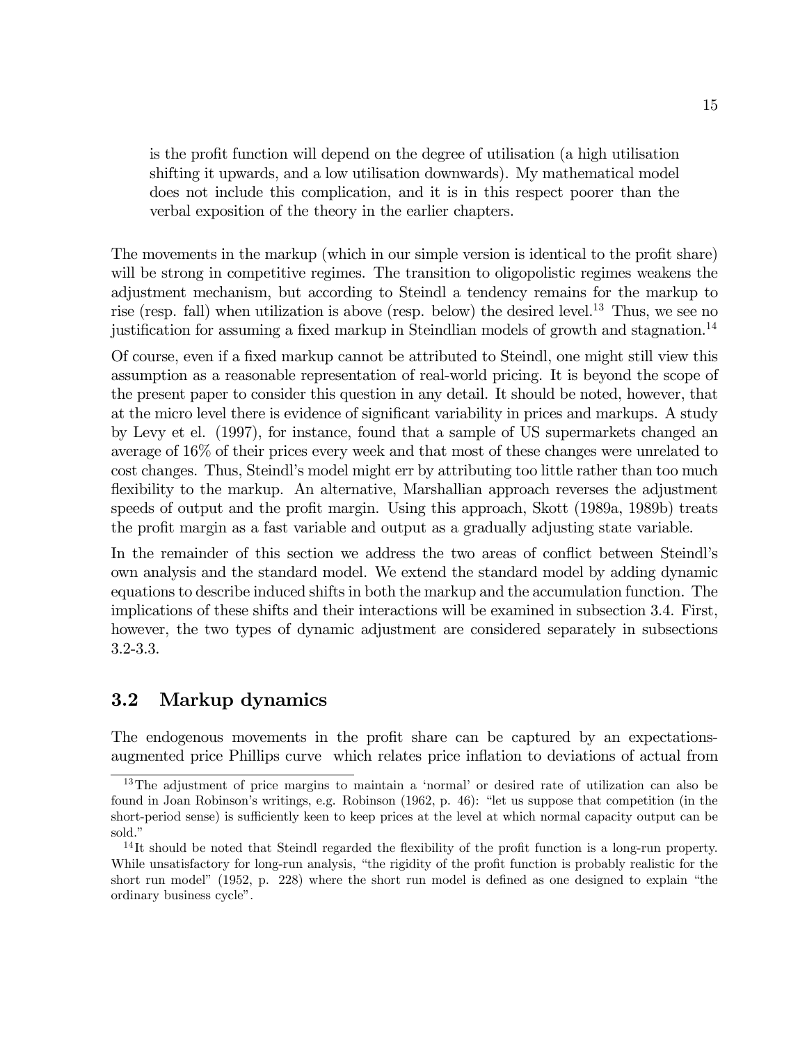> is the profit function will depend on the degree of utilisation (a high utilisation shifting it upwards, and a low utilisation downwards). My mathematical model does not include this complication, and it is in this respect poorer than the verbal exposition of the theory in the earlier chapters.

The movements in the markup (which in our simple version is identical to the profit share) will be strong in competitive regimes. The transition to oligopolistic regimes weakens the adjustment mechanism, but according to Steindl a tendency remains for the markup to rise (resp. fall) when utilization is above (resp. below) the desired level.[13] Thus, we see no justification for assuming a fixed markup in Steindlian models of growth and stagnation.[14]

Of course, even if a fixed markup cannot be attributed to Steindl, one might still view this assumption as a reasonable representation of real-world pricing. It is beyond the scope of the present paper to consider this question in any detail. It should be noted, however, that at the micro level there is evidence of significant variability in prices and markups. A study by Levy et el. (1997), for instance, found that a sample of US supermarkets changed an average of 16% of their prices every week and that most of these changes were unrelated to cost changes. Thus, Steindl's model might err by attributing too little rather than too much flexibility to the markup. An alternative, Marshallian approach reverses the adjustment speeds of output and the profit margin. Using this approach, Skott (1989a, 1989b) treats the profit margin as a fast variable and output as a gradually adjusting state variable.

In the remainder of this section we address the two areas of conflict between Steindl's own analysis and the standard model. We extend the standard model by adding dynamic equations to describe induced shifts in both the markup and the accumulation function. The implications of these shifts and their interactions will be examined in subsection 3.4. First, however, the two types of dynamic adjustment are considered separately in subsections 3.2-3.3.

## 3.2 Markup dynamics

The endogenous movements in the profit share can be captured by an expectations-augmented price Phillips curve which relates price inflation to deviations of actual from

---

[13] The adjustment of price margins to maintain a 'normal' or desired rate of utilization can also be found in Joan Robinson's writings, e.g. Robinson (1962, p. 46): "let us suppose that competition (in the short-period sense) is sufficiently keen to keep prices at the level at which normal capacity output can be sold."

[14] It should be noted that Steindl regarded the flexibility of the profit function is a long-run property. While unsatisfactory for long-run analysis, "the rigidity of the profit function is probably realistic for the short run model" (1952, p. 228) where the short run model is defined as one designed to explain "the ordinary business cycle".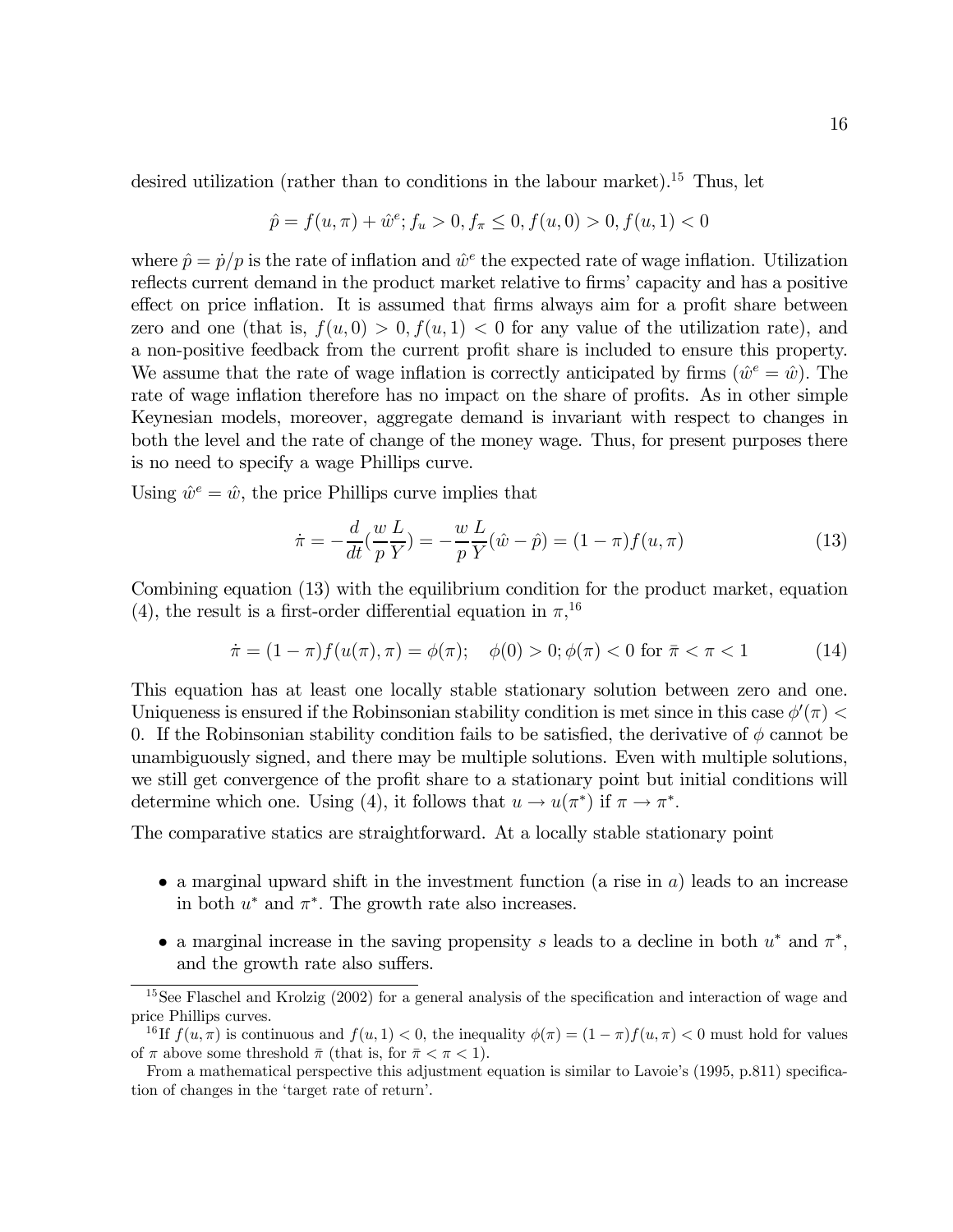desired utilization (rather than to conditions in the labour market).[15] Thus, let

$$\hat{p} = f(u, \pi) + \hat{w}^e; f_u > 0, f_\pi \leq 0, f(u, 0) > 0, f(u, 1) < 0$$

where $\hat{p} = \dot{p}/p$ is the rate of inflation and $\hat{w}^e$ the expected rate of wage inflation. Utilization reflects current demand in the product market relative to firms' capacity and has a positive effect on price inflation. It is assumed that firms always aim for a profit share between zero and one (that is, $f(u, 0) > 0, f(u, 1) < 0$ for any value of the utilization rate), and a non-positive feedback from the current profit share is included to ensure this property. We assume that the rate of wage inflation is correctly anticipated by firms ($\hat{w}^e = \hat{w}$). The rate of wage inflation therefore has no impact on the share of profits. As in other simple Keynesian models, moreover, aggregate demand is invariant with respect to changes in both the level and the rate of change of the money wage. Thus, for present purposes there is no need to specify a wage Phillips curve.

Using $\hat{w}^e = \hat{w}$, the price Phillips curve implies that

$$\dot{\pi} = -\frac{d}{dt}\left(\frac{w}{p}\frac{L}{Y}\right) = -\frac{w}{p}\frac{L}{Y}(\hat{w} - \hat{p}) = (1 - \pi)f(u, \pi) \tag{13}$$

Combining equation (13) with the equilibrium condition for the product market, equation (4), the result is a first-order differential equation in $\pi$,[16]

$$\dot{\pi} = (1 - \pi)f(u(\pi), \pi) = \phi(\pi); \quad \phi(0) > 0; \phi(\pi) < 0 \text{ for } \bar{\pi} < \pi < 1 \tag{14}$$

This equation has at least one locally stable stationary solution between zero and one. Uniqueness is ensured if the Robinsonian stability condition is met since in this case $\phi'(\pi) < 0$. If the Robinsonian stability condition fails to be satisfied, the derivative of $\phi$ cannot be unambiguously signed, and there may be multiple solutions. Even with multiple solutions, we still get convergence of the profit share to a stationary point but initial conditions will determine which one. Using (4), it follows that $u \to u(\pi^*)$ if $\pi \to \pi^*$.

The comparative statics are straightforward. At a locally stable stationary point

- a marginal upward shift in the investment function (a rise in $a$) leads to an increase in both $u^*$ and $\pi^*$. The growth rate also increases.
- a marginal increase in the saving propensity $s$ leads to a decline in both $u^*$ and $\pi^*$, and the growth rate also suffers.

---

[15] See Flaschel and Krolzig (2002) for a general analysis of the specification and interaction of wage and price Phillips curves.

[16] If $f(u, \pi)$ is continuous and $f(u, 1) < 0$, the inequality $\phi(\pi) = (1 - \pi)f(u, \pi) < 0$ must hold for values of $\pi$ above some threshold $\bar{\pi}$ (that is, for $\bar{\pi} < \pi < 1$).

From a mathematical perspective this adjustment equation is similar to Lavoie's (1995, p.811) specification of changes in the 'target rate of return'.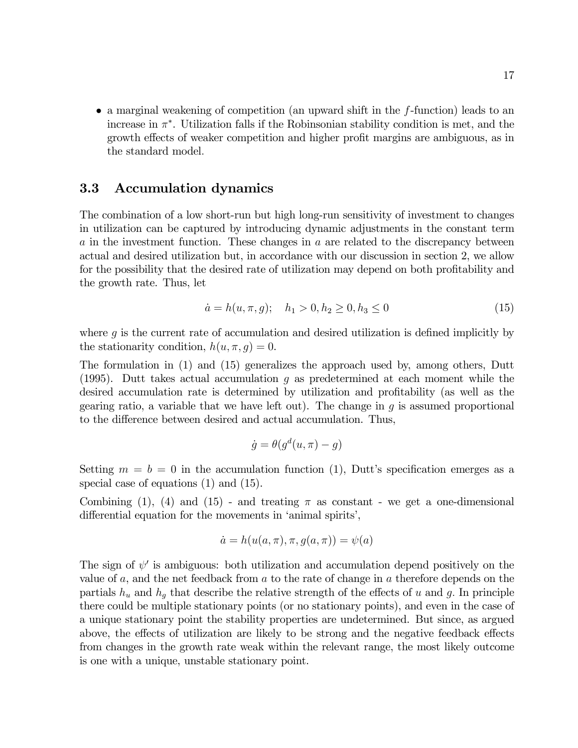- a marginal weakening of competition (an upward shift in the $f$-function) leads to an increase in $\pi^*$. Utilization falls if the Robinsonian stability condition is met, and the growth effects of weaker competition and higher profit margins are ambiguous, as in the standard model.

### 3.3 Accumulation dynamics

The combination of a low short-run but high long-run sensitivity of investment to changes in utilization can be captured by introducing dynamic adjustments in the constant term $a$ in the investment function. These changes in $a$ are related to the discrepancy between actual and desired utilization but, in accordance with our discussion in section 2, we allow for the possibility that the desired rate of utilization may depend on both profitability and the growth rate. Thus, let

$$\dot{a} = h(u, \pi, g); \quad h_1 > 0, h_2 \geq 0, h_3 \leq 0 \tag{15}$$

where $g$ is the current rate of accumulation and desired utilization is defined implicitly by the stationarity condition, $h(u, \pi, g) = 0$.

The formulation in (1) and (15) generalizes the approach used by, among others, Dutt (1995). Dutt takes actual accumulation $g$ as predetermined at each moment while the desired accumulation rate is determined by utilization and profitability (as well as the gearing ratio, a variable that we have left out). The change in $g$ is assumed proportional to the difference between desired and actual accumulation. Thus,

$$\dot{g} = \theta(g^d(u, \pi) - g)$$

Setting $m = b = 0$ in the accumulation function (1), Dutt's specification emerges as a special case of equations (1) and (15).

Combining (1), (4) and (15) - and treating $\pi$ as constant - we get a one-dimensional differential equation for the movements in 'animal spirits',

$$\dot{a} = h(u(a, \pi), \pi, g(a, \pi)) = \psi(a)$$

The sign of $\psi'$ is ambiguous: both utilization and accumulation depend positively on the value of $a$, and the net feedback from $a$ to the rate of change in $a$ therefore depends on the partials $h_u$ and $h_g$ that describe the relative strength of the effects of $u$ and $g$. In principle there could be multiple stationary points (or no stationary points), and even in the case of a unique stationary point the stability properties are undetermined. But since, as argued above, the effects of utilization are likely to be strong and the negative feedback effects from changes in the growth rate weak within the relevant range, the most likely outcome is one with a unique, unstable stationary point.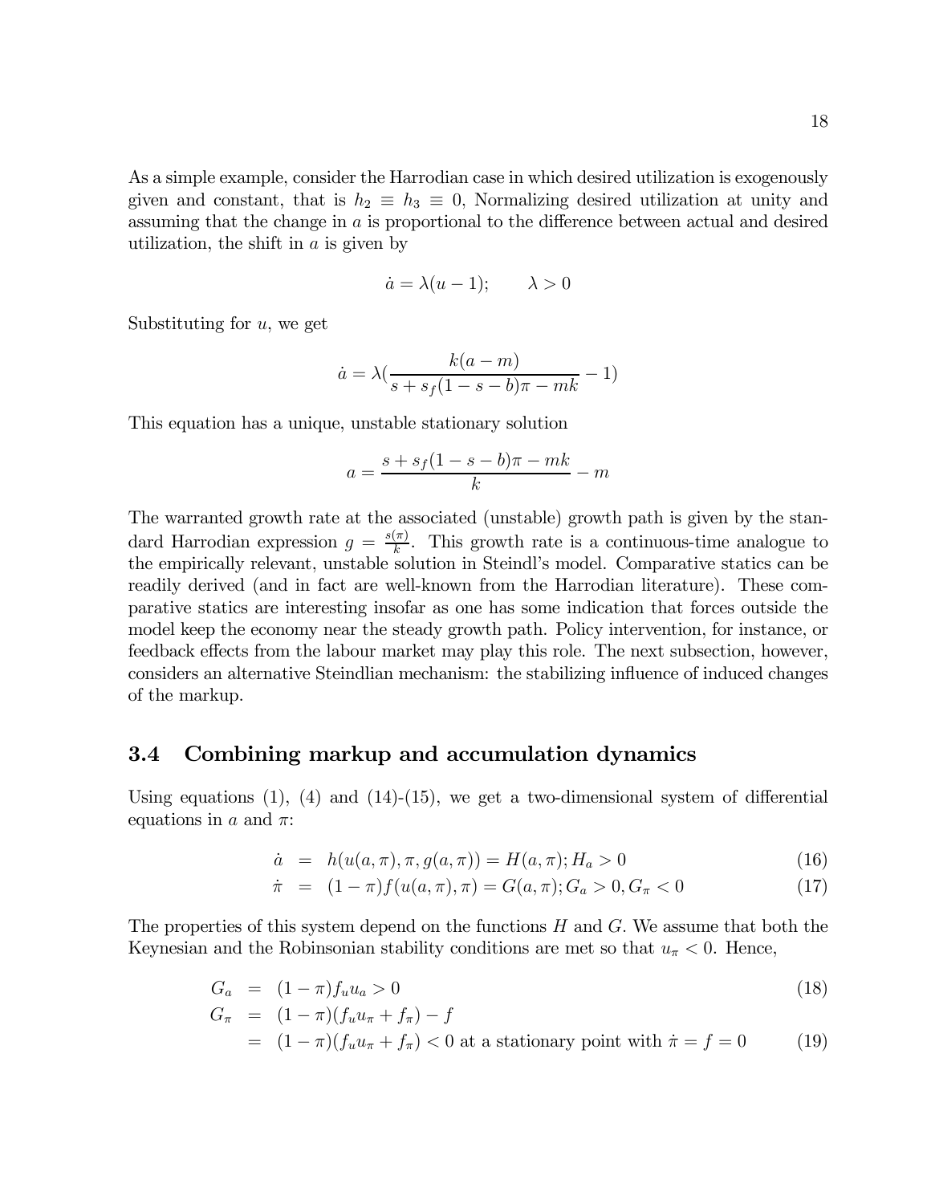As a simple example, consider the Harrodian case in which desired utilization is exogenously given and constant, that is $h_2 \equiv h_3 \equiv 0$, Normalizing desired utilization at unity and assuming that the change in $a$ is proportional to the difference between actual and desired utilization, the shift in $a$ is given by

$$\dot{a} = \lambda(u - 1); \qquad \lambda > 0$$

Substituting for $u$, we get

$$\dot{a} = \lambda\left(\frac{k(a-m)}{s + s_f(1-s-b)\pi - mk} - 1\right)$$

This equation has a unique, unstable stationary solution

$$a = \frac{s + s_f(1-s-b)\pi - mk}{k} - m$$

The warranted growth rate at the associated (unstable) growth path is given by the standard Harrodian expression $g = \frac{s(\pi)}{k}$. This growth rate is a continuous-time analogue to the empirically relevant, unstable solution in Steindl's model. Comparative statics can be readily derived (and in fact are well-known from the Harrodian literature). These comparative statics are interesting insofar as one has some indication that forces outside the model keep the economy near the steady growth path. Policy intervention, for instance, or feedback effects from the labour market may play this role. The next subsection, however, considers an alternative Steindlian mechanism: the stabilizing influence of induced changes of the markup.

### 3.4 Combining markup and accumulation dynamics

Using equations (1), (4) and (14)-(15), we get a two-dimensional system of differential equations in $a$ and $\pi$:

$$\dot{a} = h(u(a,\pi), \pi, g(a,\pi)) = H(a,\pi); H_a > 0 \tag{16}$$

$$\dot{\pi} = (1-\pi)f(u(a,\pi),\pi) = G(a,\pi); G_a > 0, G_\pi < 0 \tag{17}$$

The properties of this system depend on the functions $H$ and $G$. We assume that both the Keynesian and the Robinsonian stability conditions are met so that $u_\pi < 0$. Hence,

$$G_a = (1-\pi)f_u u_a > 0 \tag{18}$$

$$\begin{aligned} G_\pi &= (1-\pi)(f_u u_\pi + f_\pi) - f \\ &= (1-\pi)(f_u u_\pi + f_\pi) < 0 \text{ at a stationary point with } \dot{\pi} = f = 0 \end{aligned} \tag{19}$$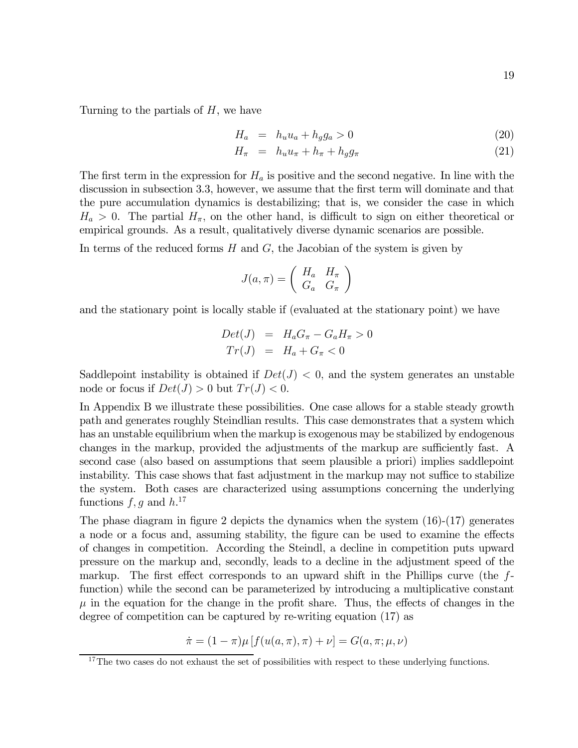Turning to the partials of $H$, we have

$$H_a = h_u u_a + h_g g_a > 0 \tag{20}$$

$$H_\pi = h_u u_\pi + h_\pi + h_g g_\pi \tag{21}$$

The first term in the expression for $H_a$ is positive and the second negative. In line with the discussion in subsection 3.3, however, we assume that the first term will dominate and that the pure accumulation dynamics is destabilizing; that is, we consider the case in which $H_a > 0$. The partial $H_\pi$, on the other hand, is difficult to sign on either theoretical or empirical grounds. As a result, qualitatively diverse dynamic scenarios are possible.

In terms of the reduced forms $H$ and $G$, the Jacobian of the system is given by

$$J(a, \pi) = \begin{pmatrix} H_a & H_\pi \\ G_a & G_\pi \end{pmatrix}$$

and the stationary point is locally stable if (evaluated at the stationary point) we have

$$\begin{aligned} Det(J) &= H_a G_\pi - G_a H_\pi > 0 \\ Tr(J) &= H_a + G_\pi < 0 \end{aligned}$$

Saddlepoint instability is obtained if $Det(J) < 0$, and the system generates an unstable node or focus if $Det(J) > 0$ but $Tr(J) < 0$.

In Appendix B we illustrate these possibilities. One case allows for a stable steady growth path and generates roughly Steindlian results. This case demonstrates that a system which has an unstable equilibrium when the markup is exogenous may be stabilized by endogenous changes in the markup, provided the adjustments of the markup are sufficiently fast. A second case (also based on assumptions that seem plausible a priori) implies saddlepoint instability. This case shows that fast adjustment in the markup may not suffice to stabilize the system. Both cases are characterized using assumptions concerning the underlying functions $f, g$ and $h$.[17]

The phase diagram in figure 2 depicts the dynamics when the system (16)-(17) generates a node or a focus and, assuming stability, the figure can be used to examine the effects of changes in competition. According the Steindl, a decline in competition puts upward pressure on the markup and, secondly, leads to a decline in the adjustment speed of the markup. The first effect corresponds to an upward shift in the Phillips curve (the $f$-function) while the second can be parameterized by introducing a multiplicative constant $\mu$ in the equation for the change in the profit share. Thus, the effects of changes in the degree of competition can be captured by re-writing equation (17) as

$$\dot{\pi} = (1 - \pi)\mu \left[ f(u(a, \pi), \pi) + \nu \right] = G(a, \pi; \mu, \nu)$$

[17] The two cases do not exhaust the set of possibilities with respect to these underlying functions.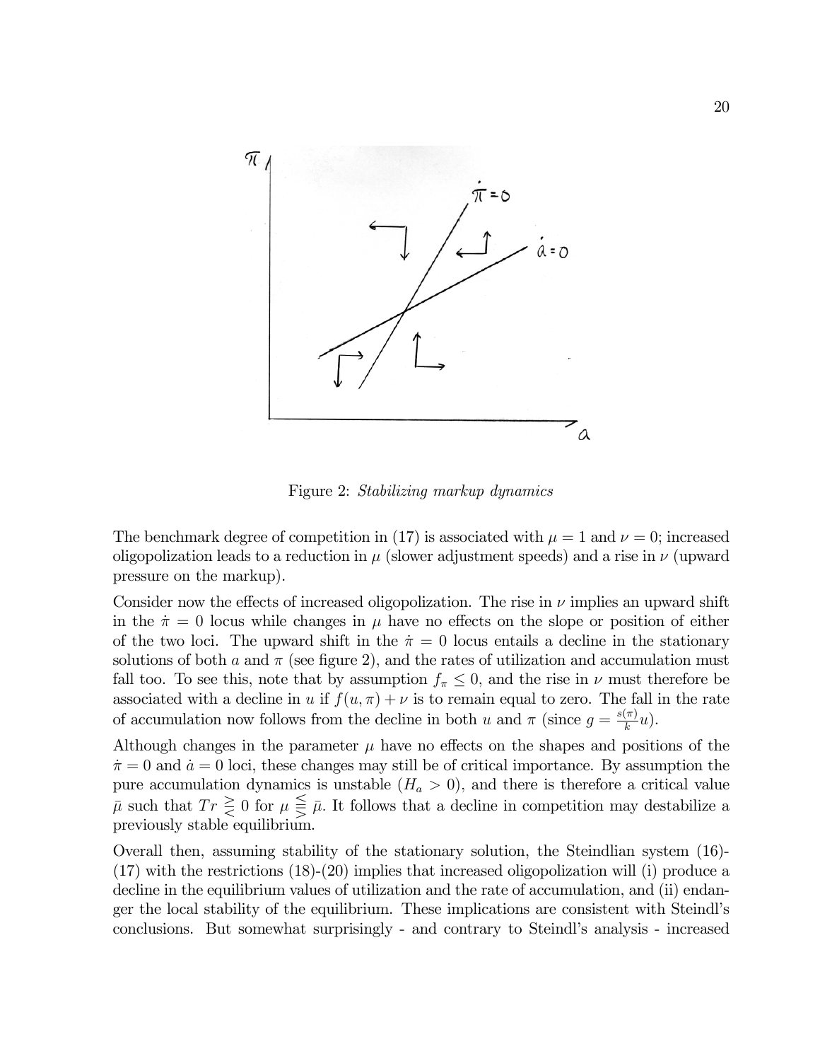Figure 2: *Stabilizing markup dynamics*

The benchmark degree of competition in (17) is associated with $\mu = 1$ and $\nu = 0$; increased oligopolization leads to a reduction in $\mu$ (slower adjustment speeds) and a rise in $\nu$ (upward pressure on the markup).

Consider now the effects of increased oligopolization. The rise in $\nu$ implies an upward shift in the $\dot{\pi} = 0$ locus while changes in $\mu$ have no effects on the slope or position of either of the two loci. The upward shift in the $\dot{\pi} = 0$ locus entails a decline in the stationary solutions of both $a$ and $\pi$ (see figure 2), and the rates of utilization and accumulation must fall too. To see this, note that by assumption $f_\pi \leq 0$, and the rise in $\nu$ must therefore be associated with a decline in $u$ if $f(u, \pi) + \nu$ is to remain equal to zero. The fall in the rate of accumulation now follows from the decline in both $u$ and $\pi$ (since $g = \frac{s(\pi)}{k} u$).

Although changes in the parameter $\mu$ have no effects on the shapes and positions of the $\dot{\pi} = 0$ and $\dot{a} = 0$ loci, these changes may still be of critical importance. By assumption the pure accumulation dynamics is unstable ($H_a > 0$), and there is therefore a critical value $\bar{\mu}$ such that $Tr \gtreqless 0$ for $\mu \lesseqgtr \bar{\mu}$. It follows that a decline in competition may destabilize a previously stable equilibrium.

Overall then, assuming stability of the stationary solution, the Steindlian system (16)-(17) with the restrictions (18)-(20) implies that increased oligopolization will (i) produce a decline in the equilibrium values of utilization and the rate of accumulation, and (ii) endanger the local stability of the equilibrium. These implications are consistent with Steindl's conclusions. But somewhat surprisingly - and contrary to Steindl's analysis - increased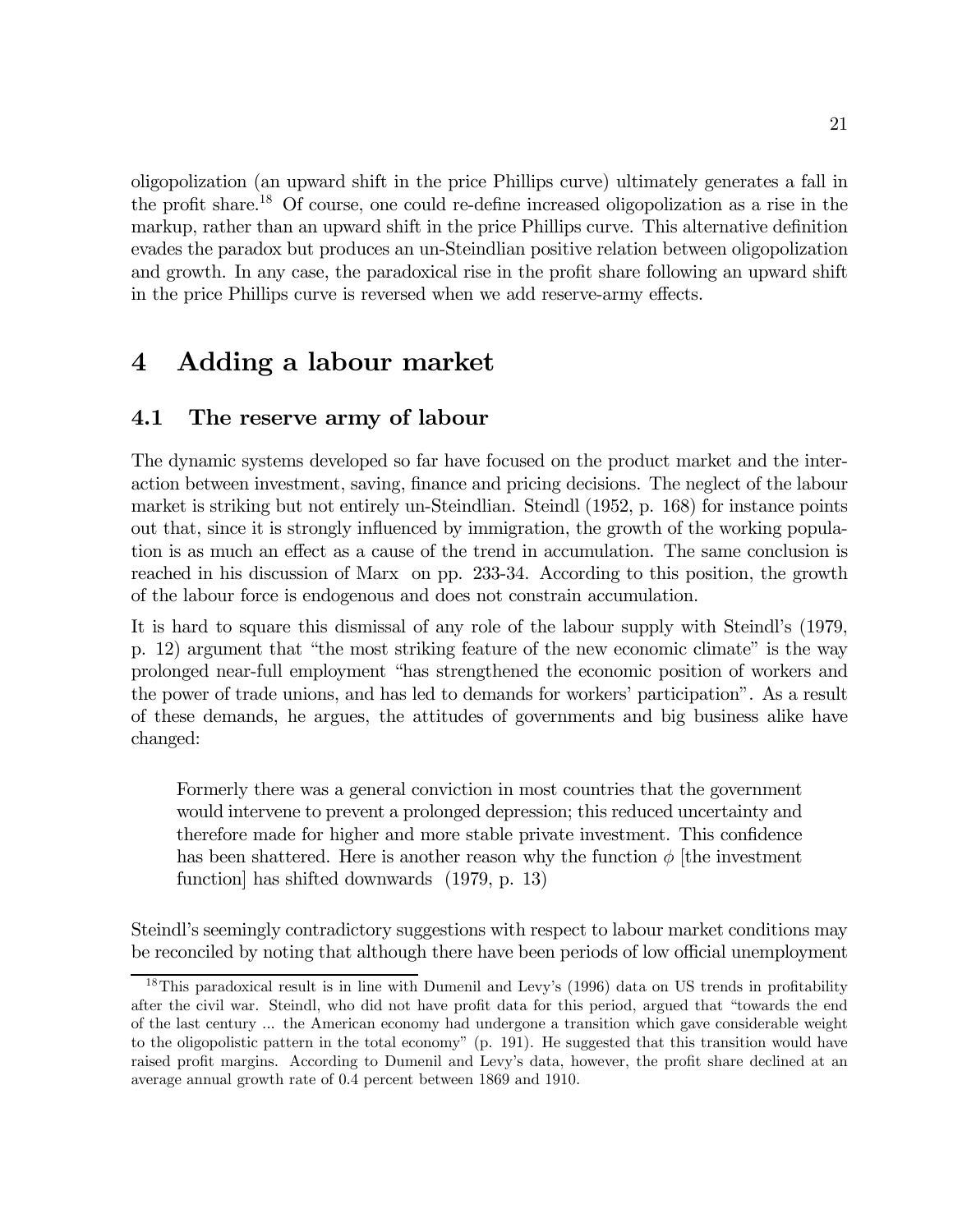oligopolization (an upward shift in the price Phillips curve) ultimately generates a fall in the profit share.[18] Of course, one could re-define increased oligopolization as a rise in the markup, rather than an upward shift in the price Phillips curve. This alternative definition evades the paradox but produces an un-Steindlian positive relation between oligopolization and growth. In any case, the paradoxical rise in the profit share following an upward shift in the price Phillips curve is reversed when we add reserve-army effects.

# 4 Adding a labour market

## 4.1 The reserve army of labour

The dynamic systems developed so far have focused on the product market and the interaction between investment, saving, finance and pricing decisions. The neglect of the labour market is striking but not entirely un-Steindlian. Steindl (1952, p. 168) for instance points out that, since it is strongly influenced by immigration, the growth of the working population is as much an effect as a cause of the trend in accumulation. The same conclusion is reached in his discussion of Marx on pp. 233-34. According to this position, the growth of the labour force is endogenous and does not constrain accumulation.

It is hard to square this dismissal of any role of the labour supply with Steindl's (1979, p. 12) argument that "the most striking feature of the new economic climate" is the way prolonged near-full employment "has strengthened the economic position of workers and the power of trade unions, and has led to demands for workers' participation". As a result of these demands, he argues, the attitudes of governments and big business alike have changed:

> Formerly there was a general conviction in most countries that the government would intervene to prevent a prolonged depression; this reduced uncertainty and therefore made for higher and more stable private investment. This confidence has been shattered. Here is another reason why the function $\phi$ [the investment function] has shifted downwards (1979, p. 13)

Steindl's seemingly contradictory suggestions with respect to labour market conditions may be reconciled by noting that although there have been periods of low official unemployment

[18] This paradoxical result is in line with Dumenil and Levy's (1996) data on US trends in profitability after the civil war. Steindl, who did not have profit data for this period, argued that "towards the end of the last century ... the American economy had undergone a transition which gave considerable weight to the oligopolistic pattern in the total economy" (p. 191). He suggested that this transition would have raised profit margins. According to Dumenil and Levy's data, however, the profit share declined at an average annual growth rate of 0.4 percent between 1869 and 1910.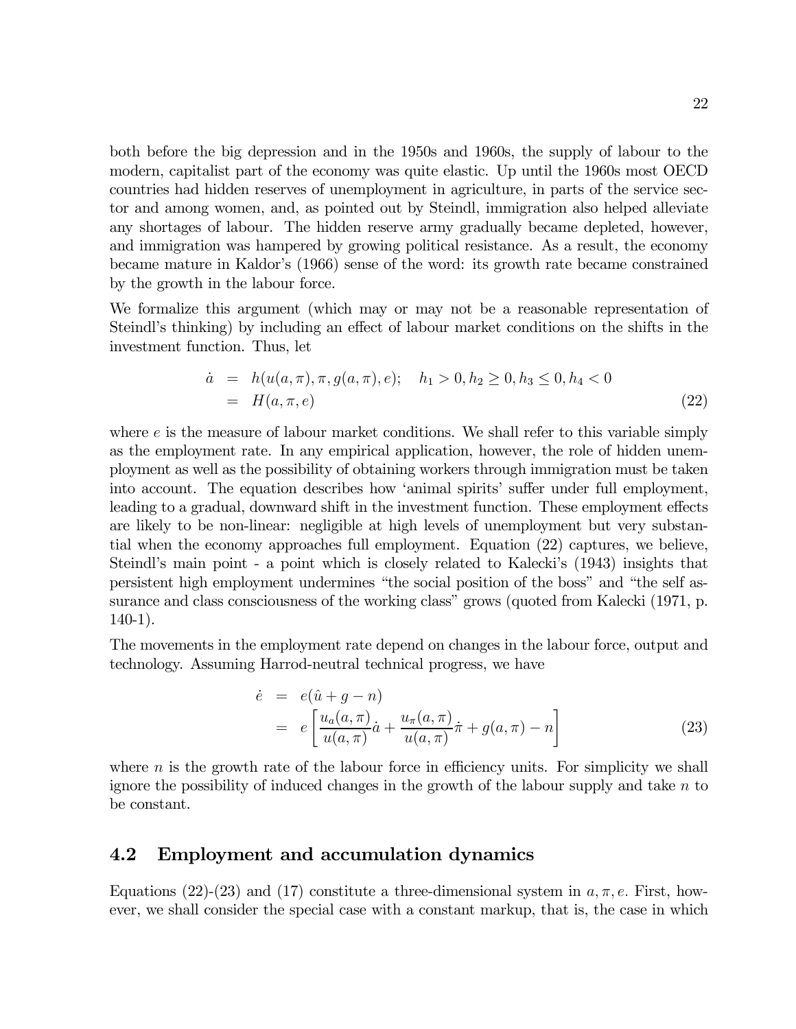both before the big depression and in the 1950s and 1960s, the supply of labour to the modern, capitalist part of the economy was quite elastic. Up until the 1960s most OECD countries had hidden reserves of unemployment in agriculture, in parts of the service sector and among women, and, as pointed out by Steindl, immigration also helped alleviate any shortages of labour. The hidden reserve army gradually became depleted, however, and immigration was hampered by growing political resistance. As a result, the economy became mature in Kaldor's (1966) sense of the word: its growth rate became constrained by the growth in the labour force.

We formalize this argument (which may or may not be a reasonable representation of Steindl's thinking) by including an effect of labour market conditions on the shifts in the investment function. Thus, let

$$
\begin{aligned}
\dot{a} &= h(u(a,\pi), \pi, g(a,\pi), e); \quad h_1 > 0, h_2 \geq 0, h_3 \leq 0, h_4 < 0 \\
&= H(a, \pi, e)
\end{aligned} \tag{22}
$$

where $e$ is the measure of labour market conditions. We shall refer to this variable simply as the employment rate. In any empirical application, however, the role of hidden unemployment as well as the possibility of obtaining workers through immigration must be taken into account. The equation describes how 'animal spirits' suffer under full employment, leading to a gradual, downward shift in the investment function. These employment effects are likely to be non-linear: negligible at high levels of unemployment but very substantial when the economy approaches full employment. Equation (22) captures, we believe, Steindl's main point - a point which is closely related to Kalecki's (1943) insights that persistent high employment undermines "the social position of the boss" and "the self assurance and class consciousness of the working class" grows (quoted from Kalecki (1971, p. 140-1).

The movements in the employment rate depend on changes in the labour force, output and technology. Assuming Harrod-neutral technical progress, we have

$$
\begin{aligned}
\dot{e} &= e(\hat{u} + g - n) \\
&= e\left[\frac{u_a(a,\pi)}{u(a,\pi)}\dot{a} + \frac{u_\pi(a,\pi)}{u(a,\pi)}\dot{\pi} + g(a,\pi) - n\right]
\end{aligned} \tag{23}
$$

where $n$ is the growth rate of the labour force in efficiency units. For simplicity we shall ignore the possibility of induced changes in the growth of the labour supply and take $n$ to be constant.

## 4.2 Employment and accumulation dynamics

Equations (22)-(23) and (17) constitute a three-dimensional system in $a, \pi, e$. First, however, we shall consider the special case with a constant markup, that is, the case in which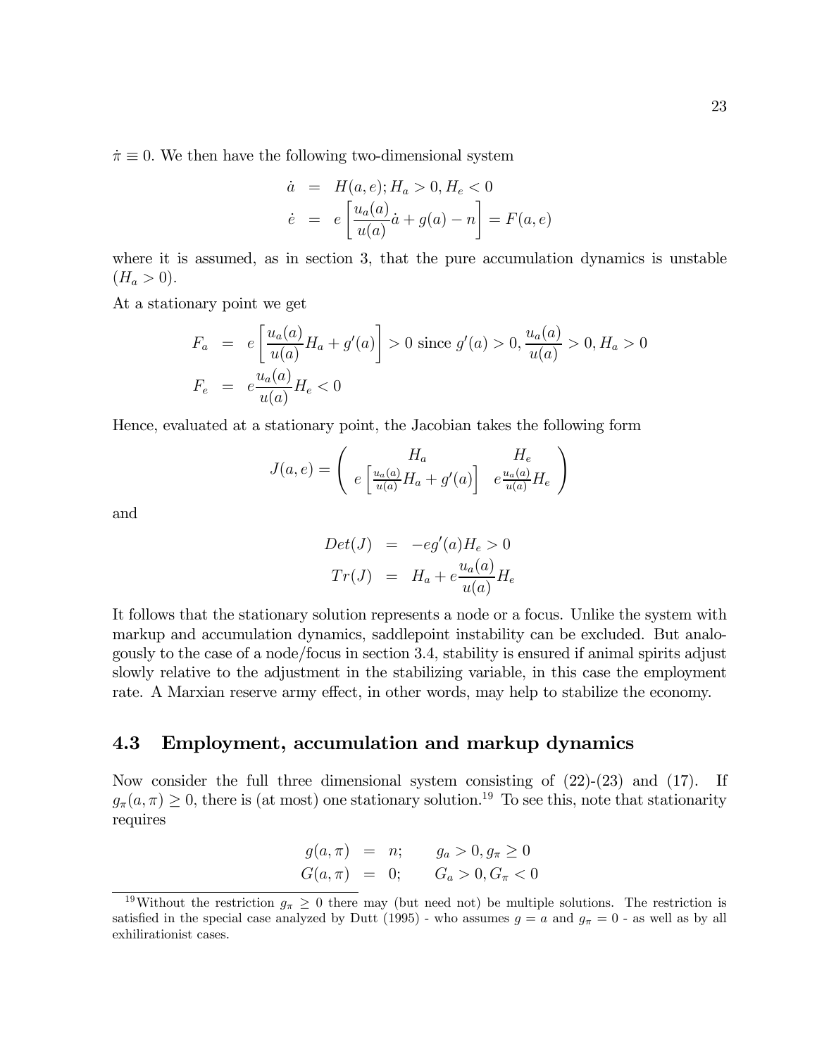$\dot{\pi} \equiv 0$. We then have the following two-dimensional system

$$
\begin{aligned}
\dot{a} &= H(a, e); H_a > 0, H_e < 0 \\
\dot{e} &= e\left[\frac{u_a(a)}{u(a)}\dot{a} + g(a) - n\right] = F(a, e)
\end{aligned}
$$

where it is assumed, as in section 3, that the pure accumulation dynamics is unstable ($H_a > 0$).

At a stationary point we get

$$
\begin{aligned}
F_a &= e\left[\frac{u_a(a)}{u(a)}H_a + g'(a)\right] > 0 \text{ since } g'(a) > 0, \frac{u_a(a)}{u(a)} > 0, H_a > 0 \\
F_e &= e\frac{u_a(a)}{u(a)}H_e < 0
\end{aligned}
$$

Hence, evaluated at a stationary point, the Jacobian takes the following form

$$
J(a, e) = \begin{pmatrix} H_a & H_e \\ e\left[\frac{u_a(a)}{u(a)}H_a + g'(a)\right] & e\frac{u_a(a)}{u(a)}H_e \end{pmatrix}
$$

and

$$
\begin{aligned}
Det(J) &= -eg'(a)H_e > 0 \\
Tr(J) &= H_a + e\frac{u_a(a)}{u(a)}H_e
\end{aligned}
$$

It follows that the stationary solution represents a node or a focus. Unlike the system with markup and accumulation dynamics, saddlepoint instability can be excluded. But analogously to the case of a node/focus in section 3.4, stability is ensured if animal spirits adjust slowly relative to the adjustment in the stabilizing variable, in this case the employment rate. A Marxian reserve army effect, in other words, may help to stabilize the economy.

## 4.3 Employment, accumulation and markup dynamics

Now consider the full three dimensional system consisting of (22)-(23) and (17). If $g_\pi(a, \pi) \geq 0$, there is (at most) one stationary solution.[19] To see this, note that stationarity requires

$$
\begin{aligned}
g(a, \pi) &= n; \qquad g_a > 0, g_\pi \geq 0 \\
G(a, \pi) &= 0; \qquad G_a > 0, G_\pi < 0
\end{aligned}
$$

[19] Without the restriction $g_\pi \geq 0$ there may (but need not) be multiple solutions. The restriction is satisfied in the special case analyzed by Dutt (1995) - who assumes $g = a$ and $g_\pi = 0$ - as well as by all exhilirationist cases.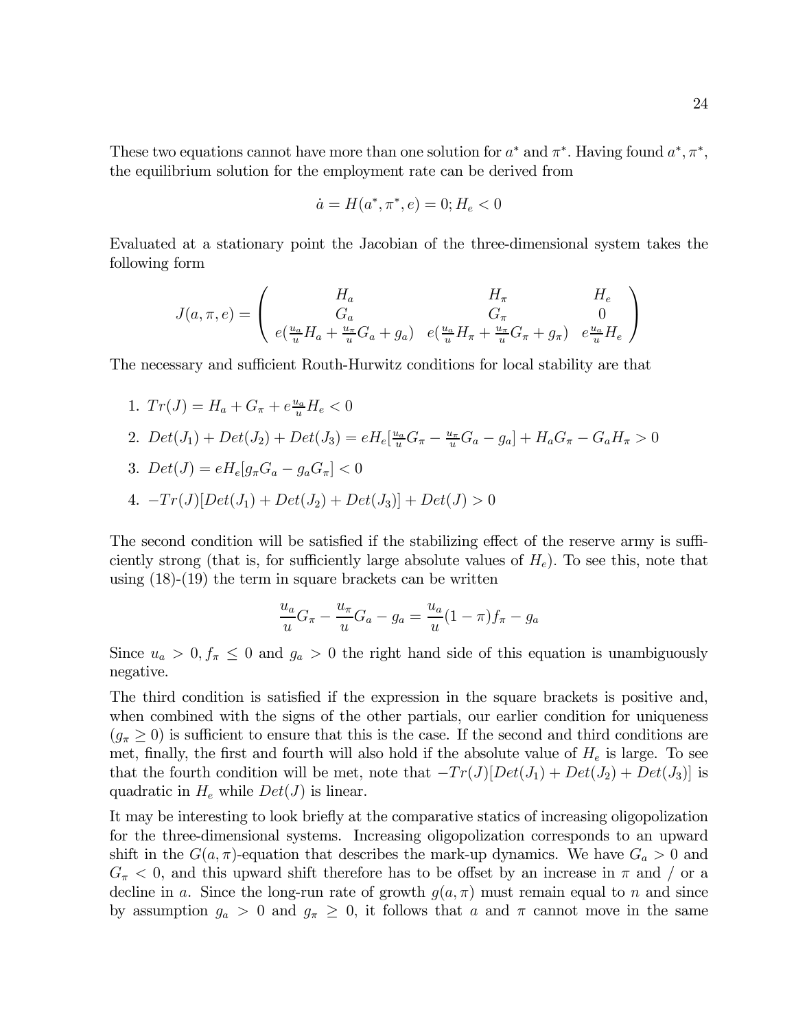These two equations cannot have more than one solution for $a^*$ and $\pi^*$. Having found $a^*, \pi^*$, the equilibrium solution for the employment rate can be derived from

$$\dot{a} = H(a^*, \pi^*, e) = 0; H_e < 0$$

Evaluated at a stationary point the Jacobian of the three-dimensional system takes the following form

$$J(a, \pi, e) = \begin{pmatrix} H_a & H_\pi & H_e \\ G_a & G_\pi & 0 \\ e(\frac{u_a}{u}H_a + \frac{u_\pi}{u}G_a + g_a) & e(\frac{u_a}{u}H_\pi + \frac{u_\pi}{u}G_\pi + g_\pi) & e\frac{u_a}{u}H_e \end{pmatrix}$$

The necessary and sufficient Routh-Hurwitz conditions for local stability are that

1. $Tr(J) = H_a + G_\pi + e\frac{u_a}{u}H_e < 0$
2. $Det(J_1) + Det(J_2) + Det(J_3) = eH_e[\frac{u_a}{u}G_\pi - \frac{u_\pi}{u}G_a - g_a] + H_aG_\pi - G_aH_\pi > 0$
3. $Det(J) = eH_e[g_\pi G_a - g_a G_\pi] < 0$
4. $-Tr(J)[Det(J_1) + Det(J_2) + Det(J_3)] + Det(J) > 0$

The second condition will be satisfied if the stabilizing effect of the reserve army is sufficiently strong (that is, for sufficiently large absolute values of $H_e$). To see this, note that using (18)-(19) the term in square brackets can be written

$$\frac{u_a}{u}G_\pi - \frac{u_\pi}{u}G_a - g_a = \frac{u_a}{u}(1 - \pi)f_\pi - g_a$$

Since $u_a > 0, f_\pi \leq 0$ and $g_a > 0$ the right hand side of this equation is unambiguously negative.

The third condition is satisfied if the expression in the square brackets is positive and, when combined with the signs of the other partials, our earlier condition for uniqueness ($g_\pi \geq 0$) is sufficient to ensure that this is the case. If the second and third conditions are met, finally, the first and fourth will also hold if the absolute value of $H_e$ is large. To see that the fourth condition will be met, note that $-Tr(J)[Det(J_1) + Det(J_2) + Det(J_3)]$ is quadratic in $H_e$ while $Det(J)$ is linear.

It may be interesting to look briefly at the comparative statics of increasing oligopolization for the three-dimensional systems. Increasing oligopolization corresponds to an upward shift in the $G(a, \pi)$-equation that describes the mark-up dynamics. We have $G_a > 0$ and $G_\pi < 0$, and this upward shift therefore has to be offset by an increase in $\pi$ and / or a decline in $a$. Since the long-run rate of growth $g(a, \pi)$ must remain equal to $n$ and since by assumption $g_a > 0$ and $g_\pi \geq 0$, it follows that $a$ and $\pi$ cannot move in the same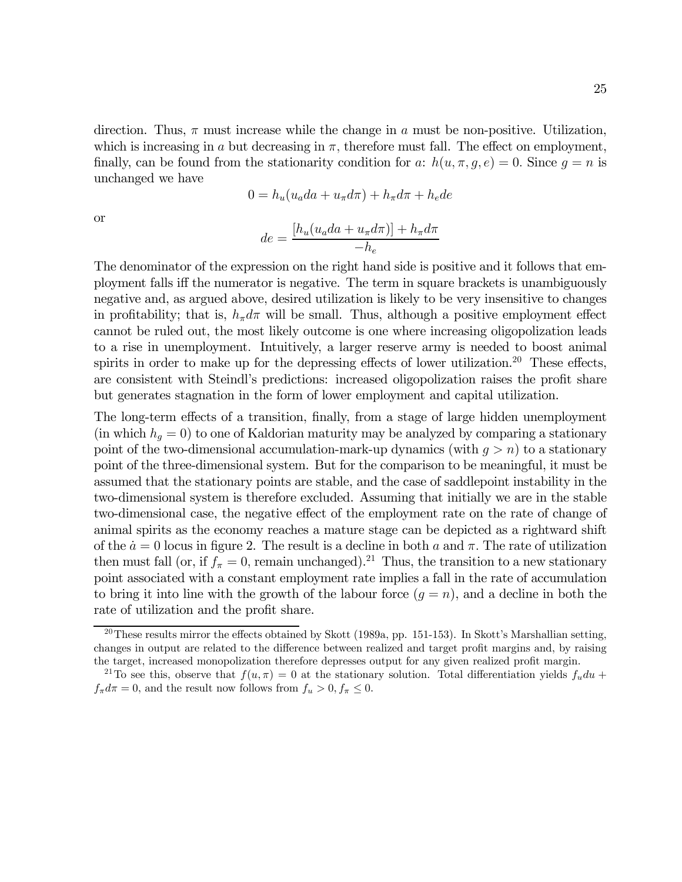direction. Thus, $\pi$ must increase while the change in $a$ must be non-positive. Utilization, which is increasing in $a$ but decreasing in $\pi$, therefore must fall. The effect on employment, finally, can be found from the stationarity condition for $a$: $h(u, \pi, g, e) = 0$. Since $g = n$ is unchanged we have

$$0 = h_u(u_a da + u_\pi d\pi) + h_\pi d\pi + h_e de$$

or

$$de = \frac{[h_u(u_a da + u_\pi d\pi)] + h_\pi d\pi}{-h_e}$$

The denominator of the expression on the right hand side is positive and it follows that employment falls iff the numerator is negative. The term in square brackets is unambiguously negative and, as argued above, desired utilization is likely to be very insensitive to changes in profitability; that is, $h_\pi d\pi$ will be small. Thus, although a positive employment effect cannot be ruled out, the most likely outcome is one where increasing oligopolization leads to a rise in unemployment. Intuitively, a larger reserve army is needed to boost animal spirits in order to make up for the depressing effects of lower utilization.[20] These effects, are consistent with Steindl's predictions: increased oligopolization raises the profit share but generates stagnation in the form of lower employment and capital utilization.

The long-term effects of a transition, finally, from a stage of large hidden unemployment (in which $h_g = 0$) to one of Kaldorian maturity may be analyzed by comparing a stationary point of the two-dimensional accumulation-mark-up dynamics (with $g > n$) to a stationary point of the three-dimensional system. But for the comparison to be meaningful, it must be assumed that the stationary points are stable, and the case of saddlepoint instability in the two-dimensional system is therefore excluded. Assuming that initially we are in the stable two-dimensional case, the negative effect of the employment rate on the rate of change of animal spirits as the economy reaches a mature stage can be depicted as a rightward shift of the $\dot{a} = 0$ locus in figure 2. The result is a decline in both $a$ and $\pi$. The rate of utilization then must fall (or, if $f_\pi = 0$, remain unchanged).[21] Thus, the transition to a new stationary point associated with a constant employment rate implies a fall in the rate of accumulation to bring it into line with the growth of the labour force ($g = n$), and a decline in both the rate of utilization and the profit share.

[20] These results mirror the effects obtained by Skott (1989a, pp. 151-153). In Skott's Marshallian setting, changes in output are related to the difference between realized and target profit margins and, by raising the target, increased monopolization therefore depresses output for any given realized profit margin.

[21] To see this, observe that $f(u, \pi) = 0$ at the stationary solution. Total differentiation yields $f_u du + f_\pi d\pi = 0$, and the result now follows from $f_u > 0, f_\pi \leq 0$.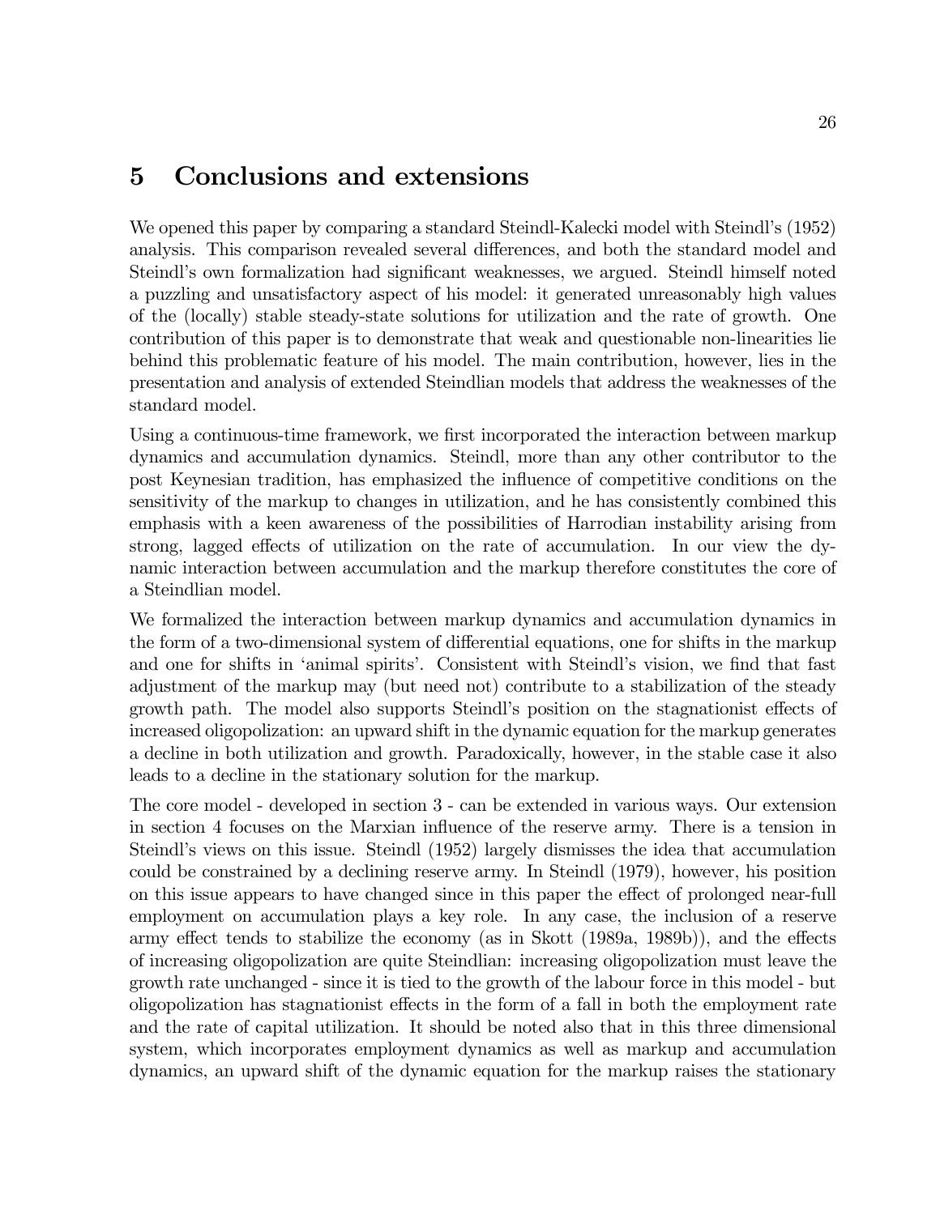## 5 Conclusions and extensions

We opened this paper by comparing a standard Steindl-Kalecki model with Steindl's (1952) analysis. This comparison revealed several differences, and both the standard model and Steindl's own formalization had significant weaknesses, we argued. Steindl himself noted a puzzling and unsatisfactory aspect of his model: it generated unreasonably high values of the (locally) stable steady-state solutions for utilization and the rate of growth. One contribution of this paper is to demonstrate that weak and questionable non-linearities lie behind this problematic feature of his model. The main contribution, however, lies in the presentation and analysis of extended Steindlian models that address the weaknesses of the standard model.

Using a continuous-time framework, we first incorporated the interaction between markup dynamics and accumulation dynamics. Steindl, more than any other contributor to the post Keynesian tradition, has emphasized the influence of competitive conditions on the sensitivity of the markup to changes in utilization, and he has consistently combined this emphasis with a keen awareness of the possibilities of Harrodian instability arising from strong, lagged effects of utilization on the rate of accumulation. In our view the dynamic interaction between accumulation and the markup therefore constitutes the core of a Steindlian model.

We formalized the interaction between markup dynamics and accumulation dynamics in the form of a two-dimensional system of differential equations, one for shifts in the markup and one for shifts in 'animal spirits'. Consistent with Steindl's vision, we find that fast adjustment of the markup may (but need not) contribute to a stabilization of the steady growth path. The model also supports Steindl's position on the stagnationist effects of increased oligopolization: an upward shift in the dynamic equation for the markup generates a decline in both utilization and growth. Paradoxically, however, in the stable case it also leads to a decline in the stationary solution for the markup.

The core model - developed in section 3 - can be extended in various ways. Our extension in section 4 focuses on the Marxian influence of the reserve army. There is a tension in Steindl's views on this issue. Steindl (1952) largely dismisses the idea that accumulation could be constrained by a declining reserve army. In Steindl (1979), however, his position on this issue appears to have changed since in this paper the effect of prolonged near-full employment on accumulation plays a key role. In any case, the inclusion of a reserve army effect tends to stabilize the economy (as in Skott (1989a, 1989b)), and the effects of increasing oligopolization are quite Steindlian: increasing oligopolization must leave the growth rate unchanged - since it is tied to the growth of the labour force in this model - but oligopolization has stagnationist effects in the form of a fall in both the employment rate and the rate of capital utilization. It should be noted also that in this three dimensional system, which incorporates employment dynamics as well as markup and accumulation dynamics, an upward shift of the dynamic equation for the markup raises the stationary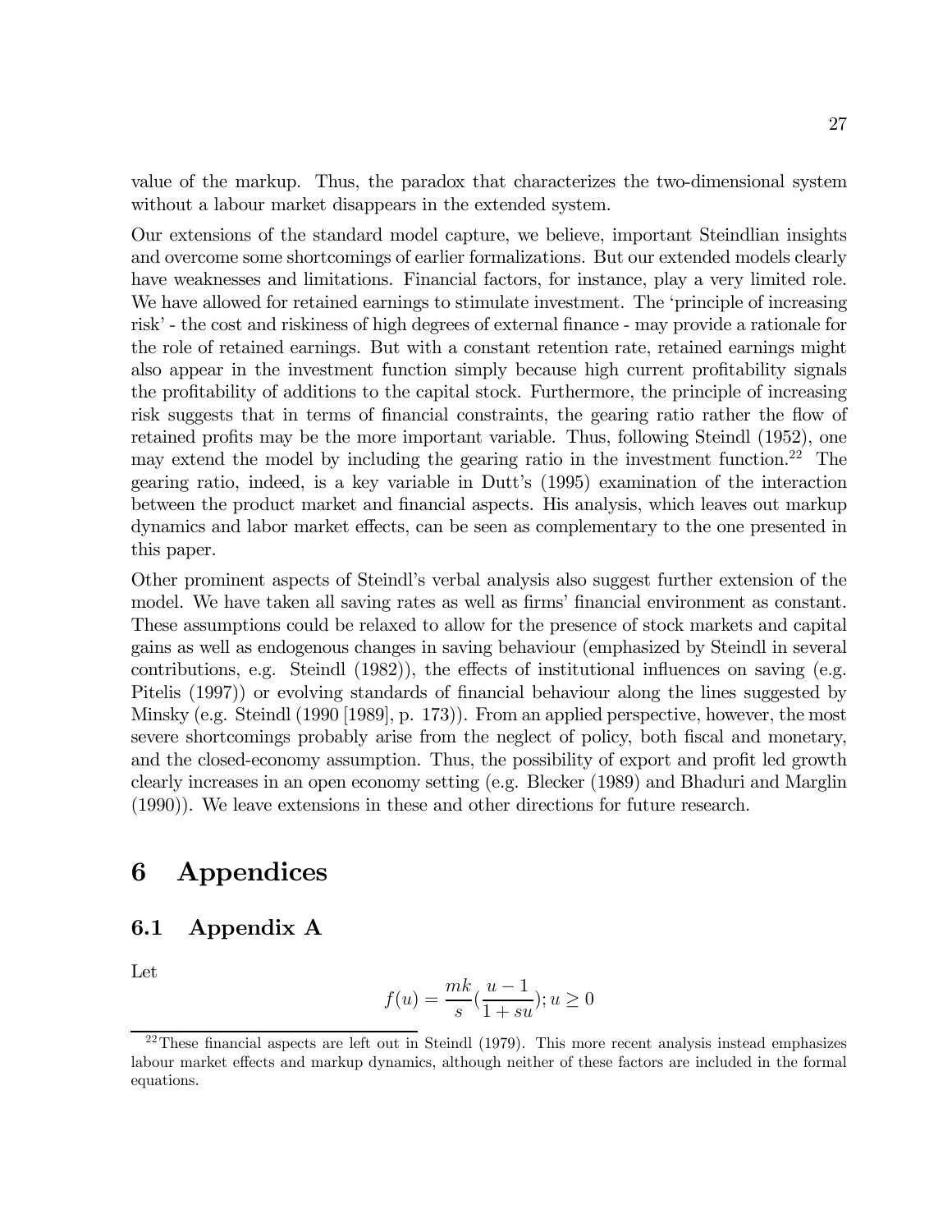value of the markup. Thus, the paradox that characterizes the two-dimensional system without a labour market disappears in the extended system.

Our extensions of the standard model capture, we believe, important Steindlian insights and overcome some shortcomings of earlier formalizations. But our extended models clearly have weaknesses and limitations. Financial factors, for instance, play a very limited role. We have allowed for retained earnings to stimulate investment. The 'principle of increasing risk' - the cost and riskiness of high degrees of external finance - may provide a rationale for the role of retained earnings. But with a constant retention rate, retained earnings might also appear in the investment function simply because high current profitability signals the profitability of additions to the capital stock. Furthermore, the principle of increasing risk suggests that in terms of financial constraints, the gearing ratio rather the flow of retained profits may be the more important variable. Thus, following Steindl (1952), one may extend the model by including the gearing ratio in the investment function.[22] The gearing ratio, indeed, is a key variable in Dutt's (1995) examination of the interaction between the product market and financial aspects. His analysis, which leaves out markup dynamics and labor market effects, can be seen as complementary to the one presented in this paper.

Other prominent aspects of Steindl's verbal analysis also suggest further extension of the model. We have taken all saving rates as well as firms' financial environment as constant. These assumptions could be relaxed to allow for the presence of stock markets and capital gains as well as endogenous changes in saving behaviour (emphasized by Steindl in several contributions, e.g. Steindl (1982)), the effects of institutional influences on saving (e.g. Pitelis (1997)) or evolving standards of financial behaviour along the lines suggested by Minsky (e.g. Steindl (1990 [1989], p. 173)). From an applied perspective, however, the most severe shortcomings probably arise from the neglect of policy, both fiscal and monetary, and the closed-economy assumption. Thus, the possibility of export and profit led growth clearly increases in an open economy setting (e.g. Blecker (1989) and Bhaduri and Marglin (1990)). We leave extensions in these and other directions for future research.

# 6 Appendices

## 6.1 Appendix A

Let

$$f(u) = \frac{mk}{s}\left(\frac{u-1}{1+su}\right); u \geq 0$$

[22] These financial aspects are left out in Steindl (1979). This more recent analysis instead emphasizes labour market effects and markup dynamics, although neither of these factors are included in the formal equations.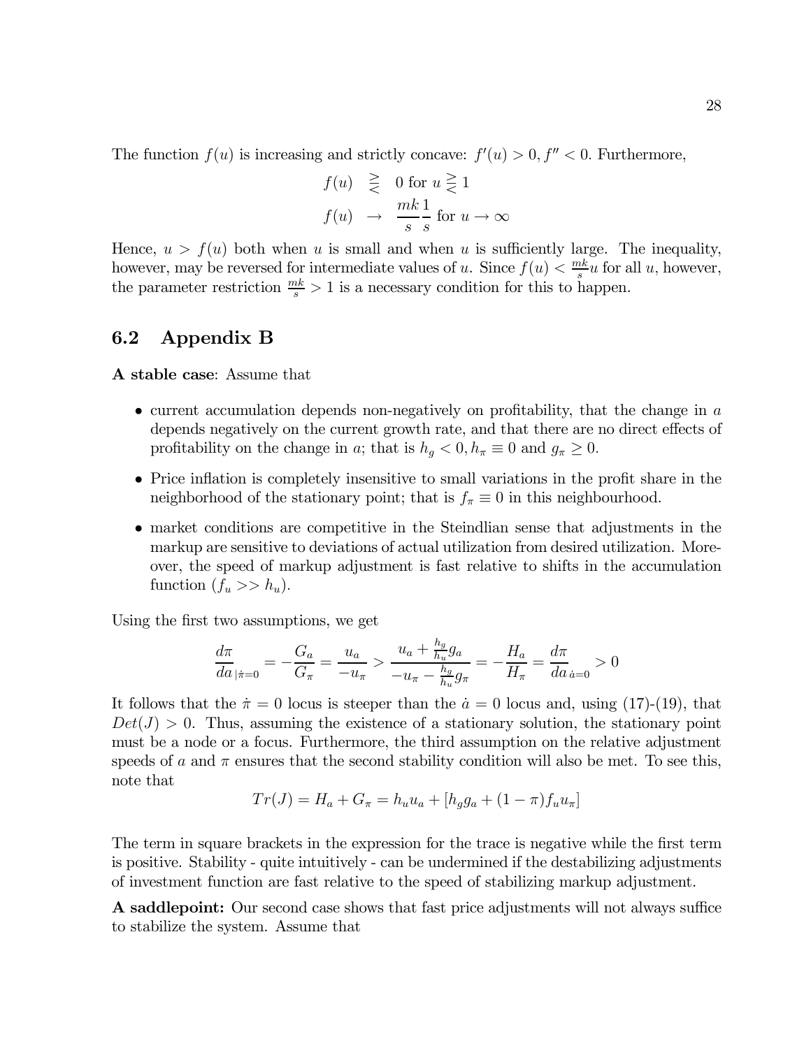The function $f(u)$ is increasing and strictly concave: $f'(u) > 0, f'' < 0$. Furthermore,

$$
\begin{aligned}
f(u) &\gtreqless 0 \text{ for } u \gtreqless 1 \\
f(u) &\rightarrow \frac{mk}{s}\frac{1}{s} \text{ for } u \rightarrow \infty
\end{aligned}
$$

Hence, $u > f(u)$ both when $u$ is small and when $u$ is sufficiently large. The inequality, however, may be reversed for intermediate values of $u$. Since $f(u) < \frac{mk}{s}u$ for all $u$, however, the parameter restriction $\frac{mk}{s} > 1$ is a necessary condition for this to happen.

## 6.2 Appendix B

**A stable case**: Assume that

- current accumulation depends non-negatively on profitability, that the change in $a$ depends negatively on the current growth rate, and that there are no direct effects of profitability on the change in $a$; that is $h_g < 0, h_\pi \equiv 0$ and $g_\pi \geq 0$.
- Price inflation is completely insensitive to small variations in the profit share in the neighborhood of the stationary point; that is $f_\pi \equiv 0$ in this neighbourhood.
- market conditions are competitive in the Steindlian sense that adjustments in the markup are sensitive to deviations of actual utilization from desired utilization. Moreover, the speed of markup adjustment is fast relative to shifts in the accumulation function ($f_u >> h_u$).

Using the first two assumptions, we get

$$
\frac{d\pi}{da}_{|\dot{\pi}=0} = -\frac{G_a}{G_\pi} = \frac{u_a}{-u_\pi} > \frac{u_a + \frac{h_g}{h_u}g_a}{-u_\pi - \frac{h_g}{h_u}g_\pi} = -\frac{H_a}{H_\pi} = \frac{d\pi}{da}_{\dot{a}=0} > 0
$$

It follows that the $\dot{\pi} = 0$ locus is steeper than the $\dot{a} = 0$ locus and, using (17)-(19), that $Det(J) > 0$. Thus, assuming the existence of a stationary solution, the stationary point must be a node or a focus. Furthermore, the third assumption on the relative adjustment speeds of $a$ and $\pi$ ensures that the second stability condition will also be met. To see this, note that

$$
Tr(J) = H_a + G_\pi = h_u u_a + [h_g g_a + (1 - \pi) f_u u_\pi]
$$

The term in square brackets in the expression for the trace is negative while the first term is positive. Stability - quite intuitively - can be undermined if the destabilizing adjustments of investment function are fast relative to the speed of stabilizing markup adjustment.

**A saddlepoint:** Our second case shows that fast price adjustments will not always suffice to stabilize the system. Assume that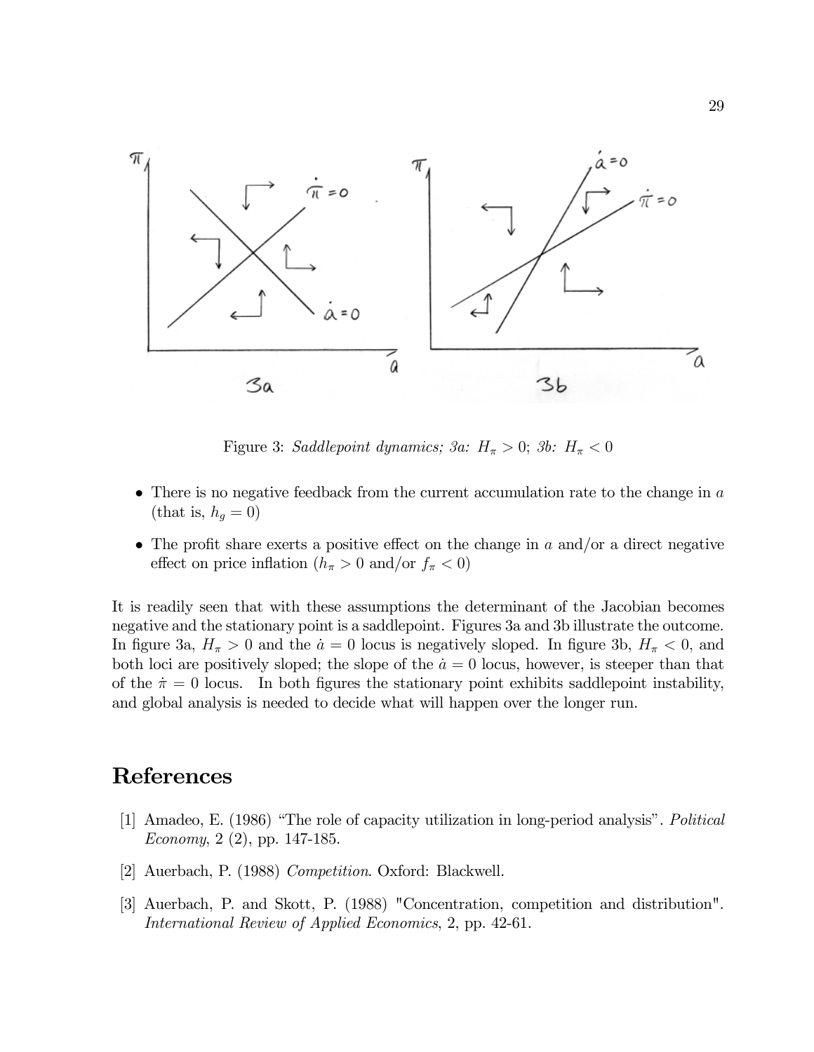Figure 3: *Saddlepoint dynamics; 3a: $H_\pi > 0$; 3b: $H_\pi < 0$*

- There is no negative feedback from the current accumulation rate to the change in $a$ (that is, $h_g = 0$)
- The profit share exerts a positive effect on the change in $a$ and/or a direct negative effect on price inflation ($h_\pi > 0$ and/or $f_\pi < 0$)

It is readily seen that with these assumptions the determinant of the Jacobian becomes negative and the stationary point is a saddlepoint. Figures 3a and 3b illustrate the outcome. In figure 3a, $H_\pi > 0$ and the $\dot{a} = 0$ locus is negatively sloped. In figure 3b, $H_\pi < 0$, and both loci are positively sloped; the slope of the $\dot{a} = 0$ locus, however, is steeper than that of the $\dot{\pi} = 0$ locus. In both figures the stationary point exhibits saddlepoint instability, and global analysis is needed to decide what will happen over the longer run.

# References

[1] Amadeo, E. (1986) "The role of capacity utilization in long-period analysis". *Political Economy*, 2 (2), pp. 147-185.

[2] Auerbach, P. (1988) *Competition*. Oxford: Blackwell.

[3] Auerbach, P. and Skott, P. (1988) "Concentration, competition and distribution". *International Review of Applied Economics*, 2, pp. 42-61.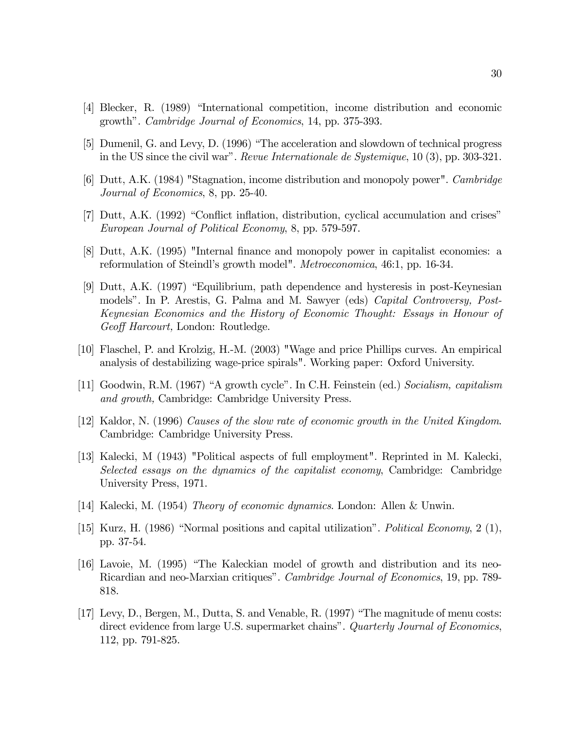[4] Blecker, R. (1989) "International competition, income distribution and economic growth". *Cambridge Journal of Economics*, 14, pp. 375-393.

[5] Dumenil, G. and Levy, D. (1996) "The acceleration and slowdown of technical progress in the US since the civil war". *Revue Internationale de Systemique*, 10 (3), pp. 303-321.

[6] Dutt, A.K. (1984) "Stagnation, income distribution and monopoly power". *Cambridge Journal of Economics*, 8, pp. 25-40.

[7] Dutt, A.K. (1992) "Conflict inflation, distribution, cyclical accumulation and crises" *European Journal of Political Economy*, 8, pp. 579-597.

[8] Dutt, A.K. (1995) "Internal finance and monopoly power in capitalist economies: a reformulation of Steindl's growth model". *Metroeconomica*, 46:1, pp. 16-34.

[9] Dutt, A.K. (1997) "Equilibrium, path dependence and hysteresis in post-Keynesian models". In P. Arestis, G. Palma and M. Sawyer (eds) *Capital Controversy, Post-Keynesian Economics and the History of Economic Thought: Essays in Honour of Geoff Harcourt,* London: Routledge.

[10] Flaschel, P. and Krolzig, H.-M. (2003) "Wage and price Phillips curves. An empirical analysis of destabilizing wage-price spirals". Working paper: Oxford University.

[11] Goodwin, R.M. (1967) "A growth cycle". In C.H. Feinstein (ed.) *Socialism, capitalism and growth,* Cambridge: Cambridge University Press.

[12] Kaldor, N. (1996) *Causes of the slow rate of economic growth in the United Kingdom*. Cambridge: Cambridge University Press.

[13] Kalecki, M (1943) "Political aspects of full employment". Reprinted in M. Kalecki, *Selected essays on the dynamics of the capitalist economy*, Cambridge: Cambridge University Press, 1971.

[14] Kalecki, M. (1954) *Theory of economic dynamics*. London: Allen & Unwin.

[15] Kurz, H. (1986) "Normal positions and capital utilization". *Political Economy*, 2 (1), pp. 37-54.

[16] Lavoie, M. (1995) "The Kaleckian model of growth and distribution and its neo-Ricardian and neo-Marxian critiques". *Cambridge Journal of Economics*, 19, pp. 789-818.

[17] Levy, D., Bergen, M., Dutta, S. and Venable, R. (1997) "The magnitude of menu costs: direct evidence from large U.S. supermarket chains". *Quarterly Journal of Economics*, 112, pp. 791-825.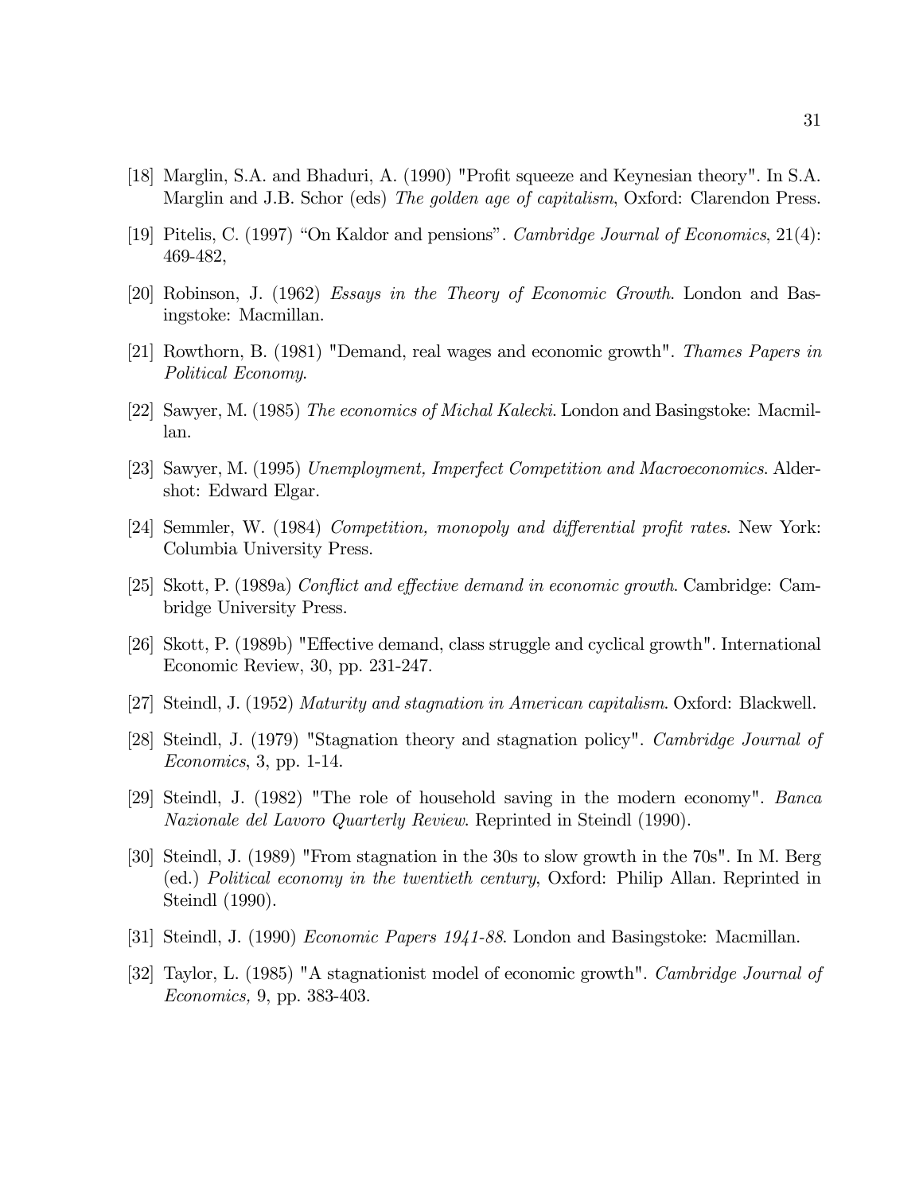[18] Marglin, S.A. and Bhaduri, A. (1990) "Profit squeeze and Keynesian theory". In S.A. Marglin and J.B. Schor (eds) *The golden age of capitalism*, Oxford: Clarendon Press.

[19] Pitelis, C. (1997) "On Kaldor and pensions". *Cambridge Journal of Economics*, 21(4): 469-482,

[20] Robinson, J. (1962) *Essays in the Theory of Economic Growth*. London and Basingstoke: Macmillan.

[21] Rowthorn, B. (1981) "Demand, real wages and economic growth". *Thames Papers in Political Economy*.

[22] Sawyer, M. (1985) *The economics of Michal Kalecki*. London and Basingstoke: Macmillan.

[23] Sawyer, M. (1995) *Unemployment, Imperfect Competition and Macroeconomics.* Aldershot: Edward Elgar.

[24] Semmler, W. (1984) *Competition, monopoly and differential profit rates*. New York: Columbia University Press.

[25] Skott, P. (1989a) *Conflict and effective demand in economic growth*. Cambridge: Cambridge University Press.

[26] Skott, P. (1989b) "Effective demand, class struggle and cyclical growth". International Economic Review, 30, pp. 231-247.

[27] Steindl, J. (1952) *Maturity and stagnation in American capitalism*. Oxford: Blackwell.

[28] Steindl, J. (1979) "Stagnation theory and stagnation policy". *Cambridge Journal of Economics*, 3, pp. 1-14.

[29] Steindl, J. (1982) "The role of household saving in the modern economy". *Banca Nazionale del Lavoro Quarterly Review*. Reprinted in Steindl (1990).

[30] Steindl, J. (1989) "From stagnation in the 30s to slow growth in the 70s". In M. Berg (ed.) *Political economy in the twentieth century*, Oxford: Philip Allan. Reprinted in Steindl (1990).

[31] Steindl, J. (1990) *Economic Papers 1941-88*. London and Basingstoke: Macmillan.

[32] Taylor, L. (1985) "A stagnationist model of economic growth". *Cambridge Journal of Economics,* 9, pp. 383-403.